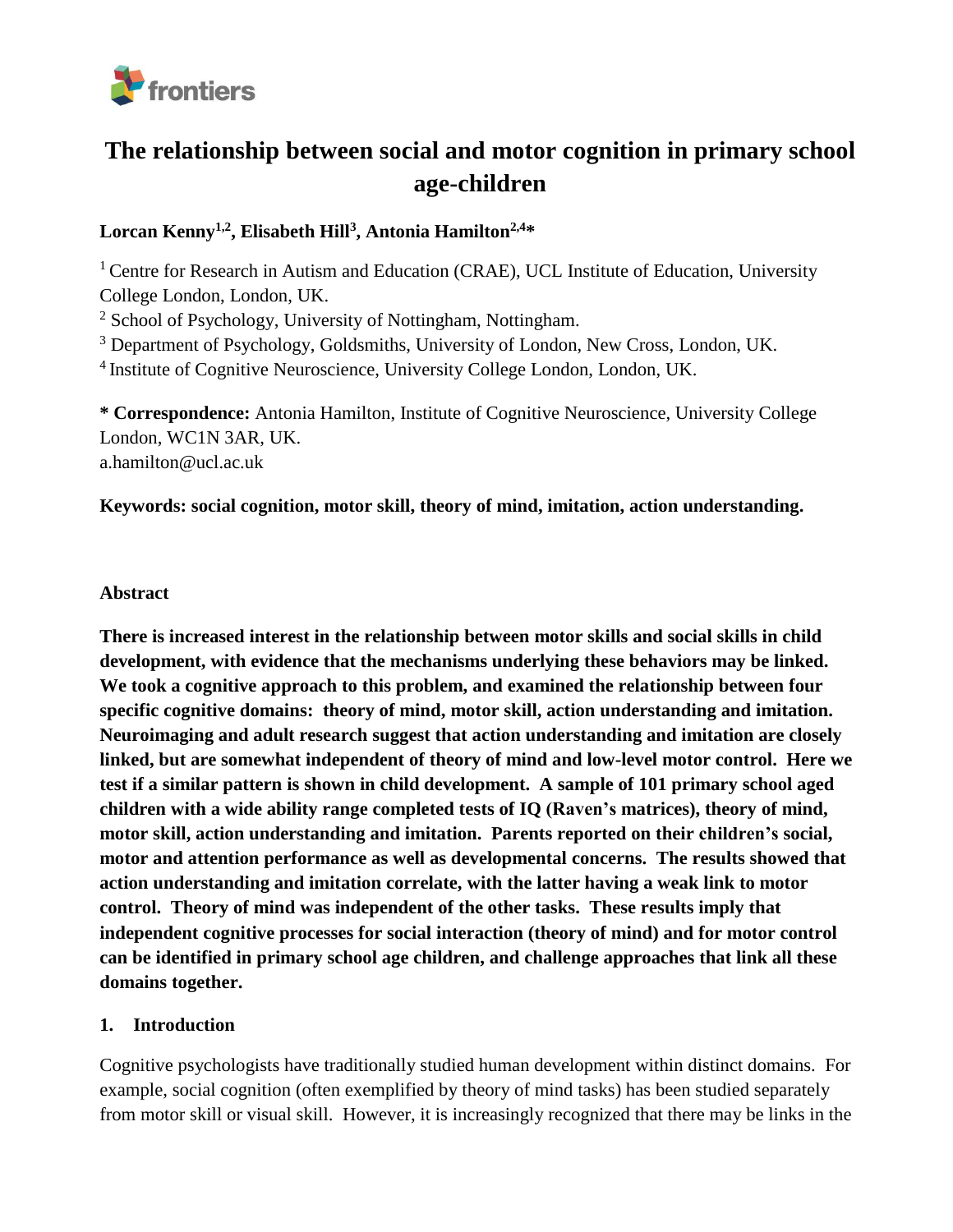# The relationship between social and motor cognition in primary school age-children

**Lorcan Kenny[1,2], Elisabeth Hill[3], Antonia Hamilton[2,4]***

[1] Centre for Research in Autism and Education (CRAE), UCL Institute of Education, University College London, London, UK.
[2] School of Psychology, University of Nottingham, Nottingham.
[3] Department of Psychology, Goldsmiths, University of London, New Cross, London, UK.
[4] Institute of Cognitive Neuroscience, University College London, London, UK.

**\* Correspondence:** Antonia Hamilton, Institute of Cognitive Neuroscience, University College London, WC1N 3AR, UK.
a.hamilton@ucl.ac.uk

**Keywords: social cognition, motor skill, theory of mind, imitation, action understanding.**

## Abstract

**There is increased interest in the relationship between motor skills and social skills in child development, with evidence that the mechanisms underlying these behaviors may be linked. We took a cognitive approach to this problem, and examined the relationship between four specific cognitive domains: theory of mind, motor skill, action understanding and imitation. Neuroimaging and adult research suggest that action understanding and imitation are closely linked, but are somewhat independent of theory of mind and low-level motor control. Here we test if a similar pattern is shown in child development. A sample of 101 primary school aged children with a wide ability range completed tests of IQ (Raven's matrices), theory of mind, motor skill, action understanding and imitation. Parents reported on their children's social, motor and attention performance as well as developmental concerns. The results showed that action understanding and imitation correlate, with the latter having a weak link to motor control. Theory of mind was independent of the other tasks. These results imply that independent cognitive processes for social interaction (theory of mind) and for motor control can be identified in primary school age children, and challenge approaches that link all these domains together.**

## 1. Introduction

Cognitive psychologists have traditionally studied human development within distinct domains. For example, social cognition (often exemplified by theory of mind tasks) has been studied separately from motor skill or visual skill. However, it is increasingly recognized that there may be links in the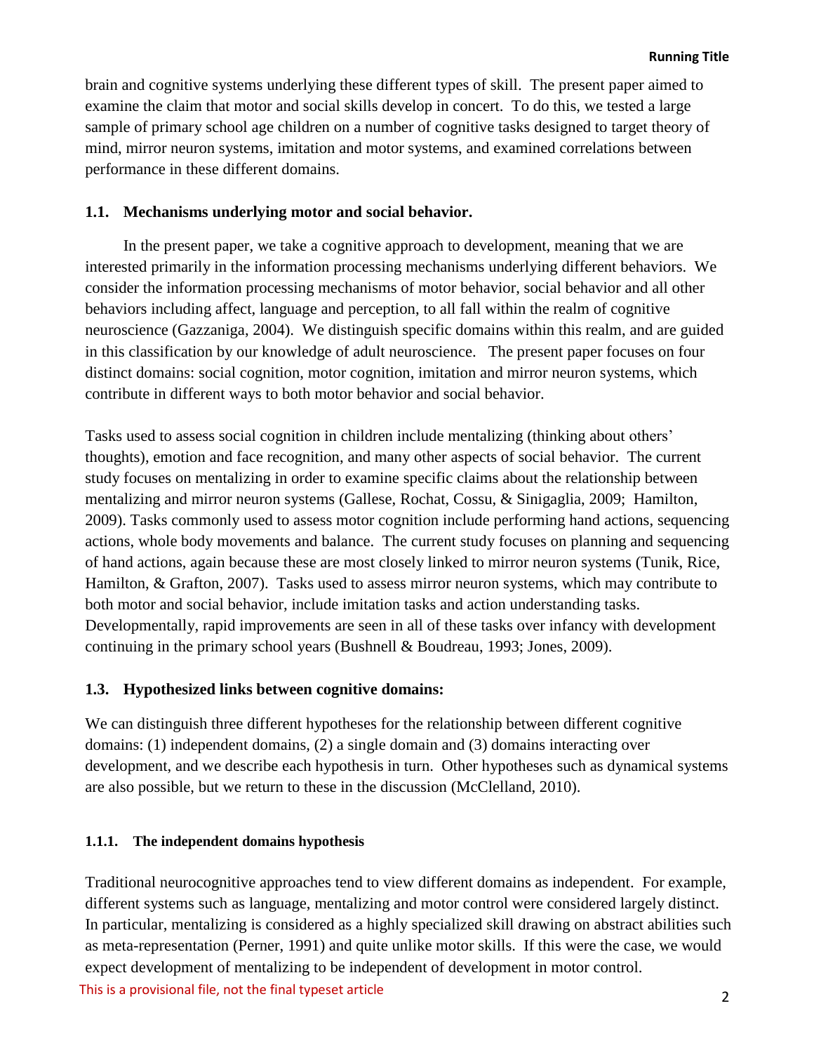brain and cognitive systems underlying these different types of skill. The present paper aimed to examine the claim that motor and social skills develop in concert. To do this, we tested a large sample of primary school age children on a number of cognitive tasks designed to target theory of mind, mirror neuron systems, imitation and motor systems, and examined correlations between performance in these different domains.

## 1.1. Mechanisms underlying motor and social behavior.

In the present paper, we take a cognitive approach to development, meaning that we are interested primarily in the information processing mechanisms underlying different behaviors. We consider the information processing mechanisms of motor behavior, social behavior and all other behaviors including affect, language and perception, to all fall within the realm of cognitive neuroscience (Gazzaniga, 2004). We distinguish specific domains within this realm, and are guided in this classification by our knowledge of adult neuroscience. The present paper focuses on four distinct domains: social cognition, motor cognition, imitation and mirror neuron systems, which contribute in different ways to both motor behavior and social behavior.

Tasks used to assess social cognition in children include mentalizing (thinking about others' thoughts), emotion and face recognition, and many other aspects of social behavior. The current study focuses on mentalizing in order to examine specific claims about the relationship between mentalizing and mirror neuron systems (Gallese, Rochat, Cossu, & Sinigaglia, 2009; Hamilton, 2009). Tasks commonly used to assess motor cognition include performing hand actions, sequencing actions, whole body movements and balance. The current study focuses on planning and sequencing of hand actions, again because these are most closely linked to mirror neuron systems (Tunik, Rice, Hamilton, & Grafton, 2007). Tasks used to assess mirror neuron systems, which may contribute to both motor and social behavior, include imitation tasks and action understanding tasks. Developmentally, rapid improvements are seen in all of these tasks over infancy with development continuing in the primary school years (Bushnell & Boudreau, 1993; Jones, 2009).

## 1.3. Hypothesized links between cognitive domains:

We can distinguish three different hypotheses for the relationship between different cognitive domains: (1) independent domains, (2) a single domain and (3) domains interacting over development, and we describe each hypothesis in turn. Other hypotheses such as dynamical systems are also possible, but we return to these in the discussion (McClelland, 2010).

### 1.1.1. The independent domains hypothesis

Traditional neurocognitive approaches tend to view different domains as independent. For example, different systems such as language, mentalizing and motor control were considered largely distinct. In particular, mentalizing is considered as a highly specialized skill drawing on abstract abilities such as meta-representation (Perner, 1991) and quite unlike motor skills. If this were the case, we would expect development of mentalizing to be independent of development in motor control.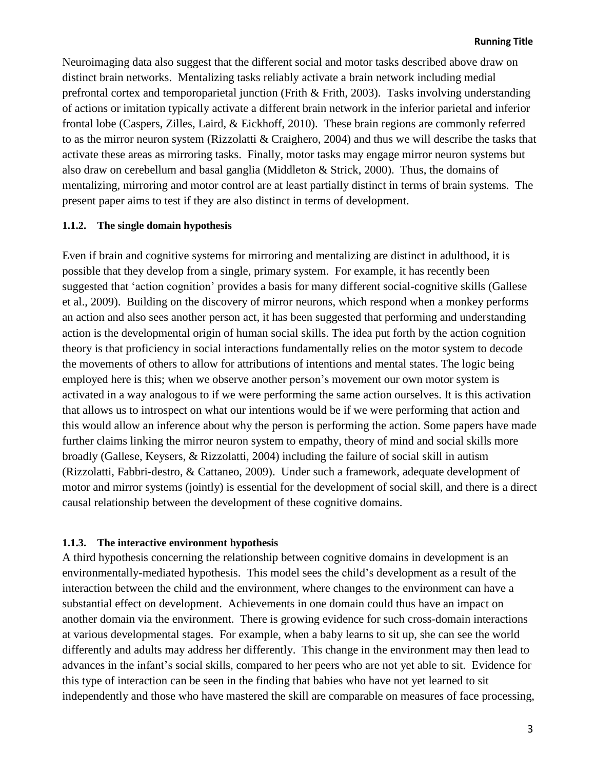Neuroimaging data also suggest that the different social and motor tasks described above draw on distinct brain networks. Mentalizing tasks reliably activate a brain network including medial prefrontal cortex and temporoparietal junction (Frith & Frith, 2003). Tasks involving understanding of actions or imitation typically activate a different brain network in the inferior parietal and inferior frontal lobe (Caspers, Zilles, Laird, & Eickhoff, 2010). These brain regions are commonly referred to as the mirror neuron system (Rizzolatti & Craighero, 2004) and thus we will describe the tasks that activate these areas as mirroring tasks. Finally, motor tasks may engage mirror neuron systems but also draw on cerebellum and basal ganglia (Middleton & Strick, 2000). Thus, the domains of mentalizing, mirroring and motor control are at least partially distinct in terms of brain systems. The present paper aims to test if they are also distinct in terms of development.

#### 1.1.2. The single domain hypothesis

Even if brain and cognitive systems for mirroring and mentalizing are distinct in adulthood, it is possible that they develop from a single, primary system. For example, it has recently been suggested that 'action cognition' provides a basis for many different social-cognitive skills (Gallese et al., 2009). Building on the discovery of mirror neurons, which respond when a monkey performs an action and also sees another person act, it has been suggested that performing and understanding action is the developmental origin of human social skills. The idea put forth by the action cognition theory is that proficiency in social interactions fundamentally relies on the motor system to decode the movements of others to allow for attributions of intentions and mental states. The logic being employed here is this; when we observe another person's movement our own motor system is activated in a way analogous to if we were performing the same action ourselves. It is this activation that allows us to introspect on what our intentions would be if we were performing that action and this would allow an inference about why the person is performing the action. Some papers have made further claims linking the mirror neuron system to empathy, theory of mind and social skills more broadly (Gallese, Keysers, & Rizzolatti, 2004) including the failure of social skill in autism (Rizzolatti, Fabbri-destro, & Cattaneo, 2009). Under such a framework, adequate development of motor and mirror systems (jointly) is essential for the development of social skill, and there is a direct causal relationship between the development of these cognitive domains.

#### 1.1.3. The interactive environment hypothesis

A third hypothesis concerning the relationship between cognitive domains in development is an environmentally-mediated hypothesis. This model sees the child's development as a result of the interaction between the child and the environment, where changes to the environment can have a substantial effect on development. Achievements in one domain could thus have an impact on another domain via the environment. There is growing evidence for such cross-domain interactions at various developmental stages. For example, when a baby learns to sit up, she can see the world differently and adults may address her differently. This change in the environment may then lead to advances in the infant's social skills, compared to her peers who are not yet able to sit. Evidence for this type of interaction can be seen in the finding that babies who have not yet learned to sit independently and those who have mastered the skill are comparable on measures of face processing,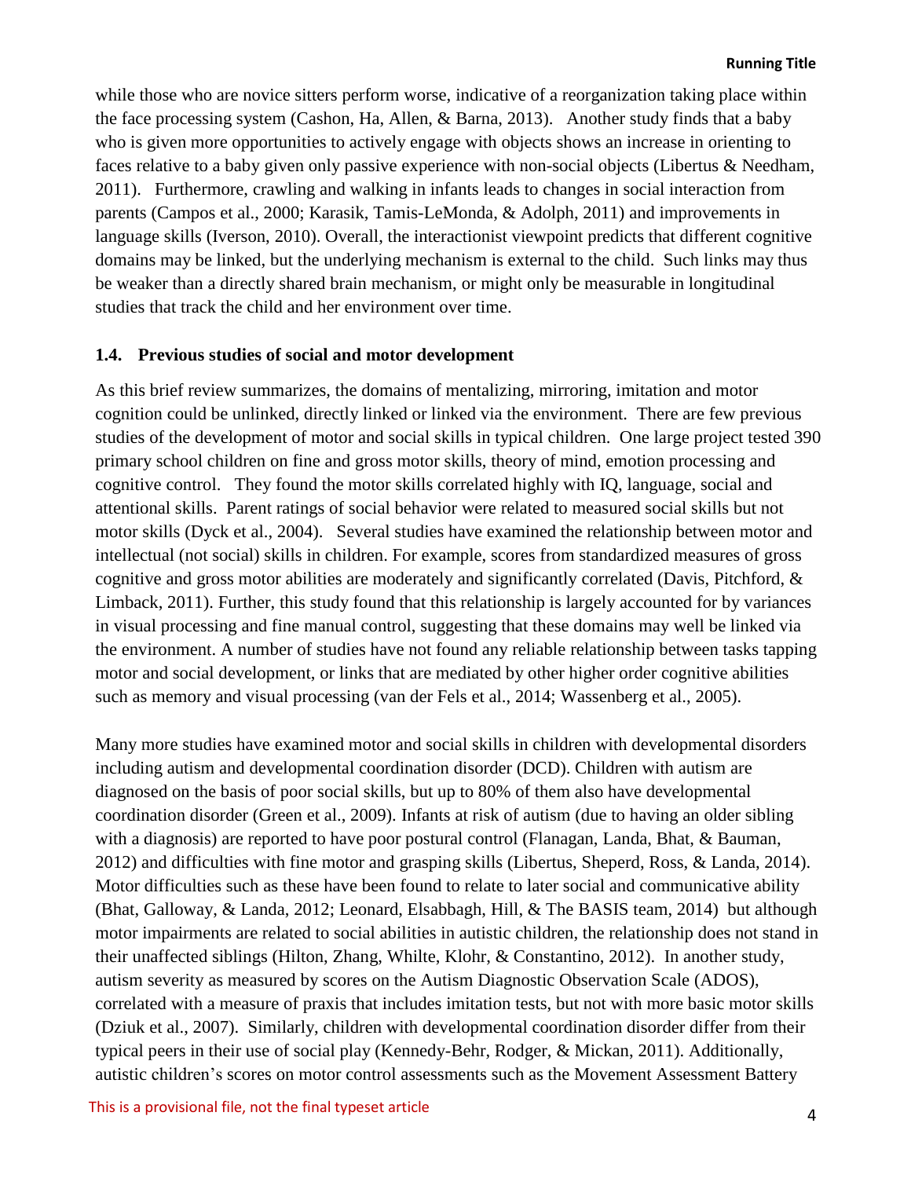while those who are novice sitters perform worse, indicative of a reorganization taking place within the face processing system (Cashon, Ha, Allen, & Barna, 2013). Another study finds that a baby who is given more opportunities to actively engage with objects shows an increase in orienting to faces relative to a baby given only passive experience with non-social objects (Libertus & Needham, 2011). Furthermore, crawling and walking in infants leads to changes in social interaction from parents (Campos et al., 2000; Karasik, Tamis-LeMonda, & Adolph, 2011) and improvements in language skills (Iverson, 2010). Overall, the interactionist viewpoint predicts that different cognitive domains may be linked, but the underlying mechanism is external to the child. Such links may thus be weaker than a directly shared brain mechanism, or might only be measurable in longitudinal studies that track the child and her environment over time.

### 1.4. Previous studies of social and motor development

As this brief review summarizes, the domains of mentalizing, mirroring, imitation and motor cognition could be unlinked, directly linked or linked via the environment. There are few previous studies of the development of motor and social skills in typical children. One large project tested 390 primary school children on fine and gross motor skills, theory of mind, emotion processing and cognitive control. They found the motor skills correlated highly with IQ, language, social and attentional skills. Parent ratings of social behavior were related to measured social skills but not motor skills (Dyck et al., 2004). Several studies have examined the relationship between motor and intellectual (not social) skills in children. For example, scores from standardized measures of gross cognitive and gross motor abilities are moderately and significantly correlated (Davis, Pitchford, & Limback, 2011). Further, this study found that this relationship is largely accounted for by variances in visual processing and fine manual control, suggesting that these domains may well be linked via the environment. A number of studies have not found any reliable relationship between tasks tapping motor and social development, or links that are mediated by other higher order cognitive abilities such as memory and visual processing (van der Fels et al., 2014; Wassenberg et al., 2005).

Many more studies have examined motor and social skills in children with developmental disorders including autism and developmental coordination disorder (DCD). Children with autism are diagnosed on the basis of poor social skills, but up to 80% of them also have developmental coordination disorder (Green et al., 2009). Infants at risk of autism (due to having an older sibling with a diagnosis) are reported to have poor postural control (Flanagan, Landa, Bhat, & Bauman, 2012) and difficulties with fine motor and grasping skills (Libertus, Sheperd, Ross, & Landa, 2014). Motor difficulties such as these have been found to relate to later social and communicative ability (Bhat, Galloway, & Landa, 2012; Leonard, Elsabbagh, Hill, & The BASIS team, 2014) but although motor impairments are related to social abilities in autistic children, the relationship does not stand in their unaffected siblings (Hilton, Zhang, Whilte, Klohr, & Constantino, 2012). In another study, autism severity as measured by scores on the Autism Diagnostic Observation Scale (ADOS), correlated with a measure of praxis that includes imitation tests, but not with more basic motor skills (Dziuk et al., 2007). Similarly, children with developmental coordination disorder differ from their typical peers in their use of social play (Kennedy-Behr, Rodger, & Mickan, 2011). Additionally, autistic children's scores on motor control assessments such as the Movement Assessment Battery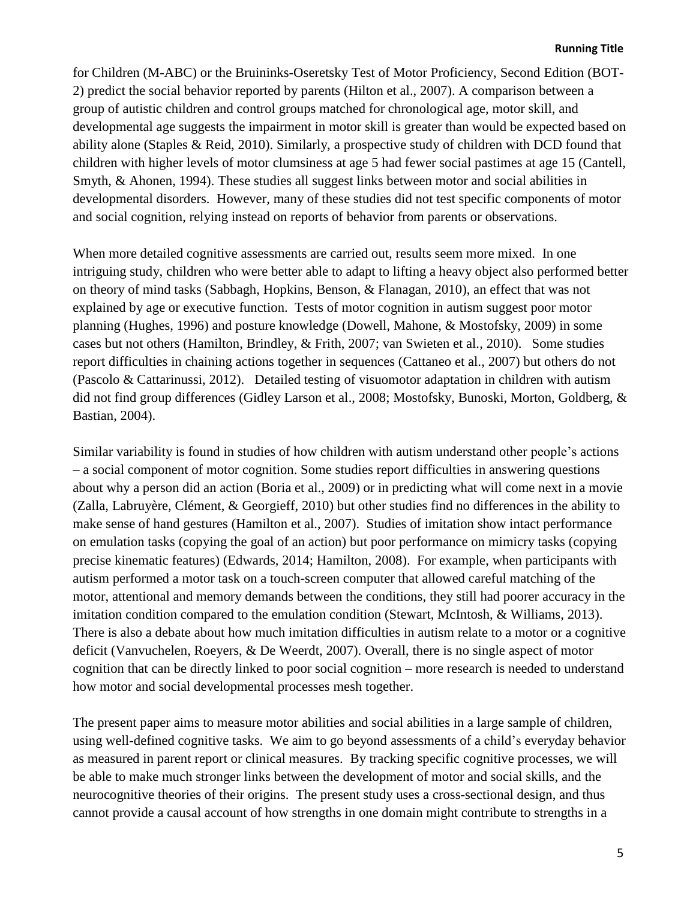for Children (M-ABC) or the Bruininks-Oseretsky Test of Motor Proficiency, Second Edition (BOT-2) predict the social behavior reported by parents (Hilton et al., 2007). A comparison between a group of autistic children and control groups matched for chronological age, motor skill, and developmental age suggests the impairment in motor skill is greater than would be expected based on ability alone (Staples & Reid, 2010). Similarly, a prospective study of children with DCD found that children with higher levels of motor clumsiness at age 5 had fewer social pastimes at age 15 (Cantell, Smyth, & Ahonen, 1994). These studies all suggest links between motor and social abilities in developmental disorders. However, many of these studies did not test specific components of motor and social cognition, relying instead on reports of behavior from parents or observations.

When more detailed cognitive assessments are carried out, results seem more mixed. In one intriguing study, children who were better able to adapt to lifting a heavy object also performed better on theory of mind tasks (Sabbagh, Hopkins, Benson, & Flanagan, 2010), an effect that was not explained by age or executive function. Tests of motor cognition in autism suggest poor motor planning (Hughes, 1996) and posture knowledge (Dowell, Mahone, & Mostofsky, 2009) in some cases but not others (Hamilton, Brindley, & Frith, 2007; van Swieten et al., 2010). Some studies report difficulties in chaining actions together in sequences (Cattaneo et al., 2007) but others do not (Pascolo & Cattarinussi, 2012). Detailed testing of visuomotor adaptation in children with autism did not find group differences (Gidley Larson et al., 2008; Mostofsky, Bunoski, Morton, Goldberg, & Bastian, 2004).

Similar variability is found in studies of how children with autism understand other people's actions – a social component of motor cognition. Some studies report difficulties in answering questions about why a person did an action (Boria et al., 2009) or in predicting what will come next in a movie (Zalla, Labruyère, Clément, & Georgieff, 2010) but other studies find no differences in the ability to make sense of hand gestures (Hamilton et al., 2007). Studies of imitation show intact performance on emulation tasks (copying the goal of an action) but poor performance on mimicry tasks (copying precise kinematic features) (Edwards, 2014; Hamilton, 2008). For example, when participants with autism performed a motor task on a touch-screen computer that allowed careful matching of the motor, attentional and memory demands between the conditions, they still had poorer accuracy in the imitation condition compared to the emulation condition (Stewart, McIntosh, & Williams, 2013). There is also a debate about how much imitation difficulties in autism relate to a motor or a cognitive deficit (Vanvuchelen, Roeyers, & De Weerdt, 2007). Overall, there is no single aspect of motor cognition that can be directly linked to poor social cognition – more research is needed to understand how motor and social developmental processes mesh together.

The present paper aims to measure motor abilities and social abilities in a large sample of children, using well-defined cognitive tasks. We aim to go beyond assessments of a child's everyday behavior as measured in parent report or clinical measures. By tracking specific cognitive processes, we will be able to make much stronger links between the development of motor and social skills, and the neurocognitive theories of their origins. The present study uses a cross-sectional design, and thus cannot provide a causal account of how strengths in one domain might contribute to strengths in a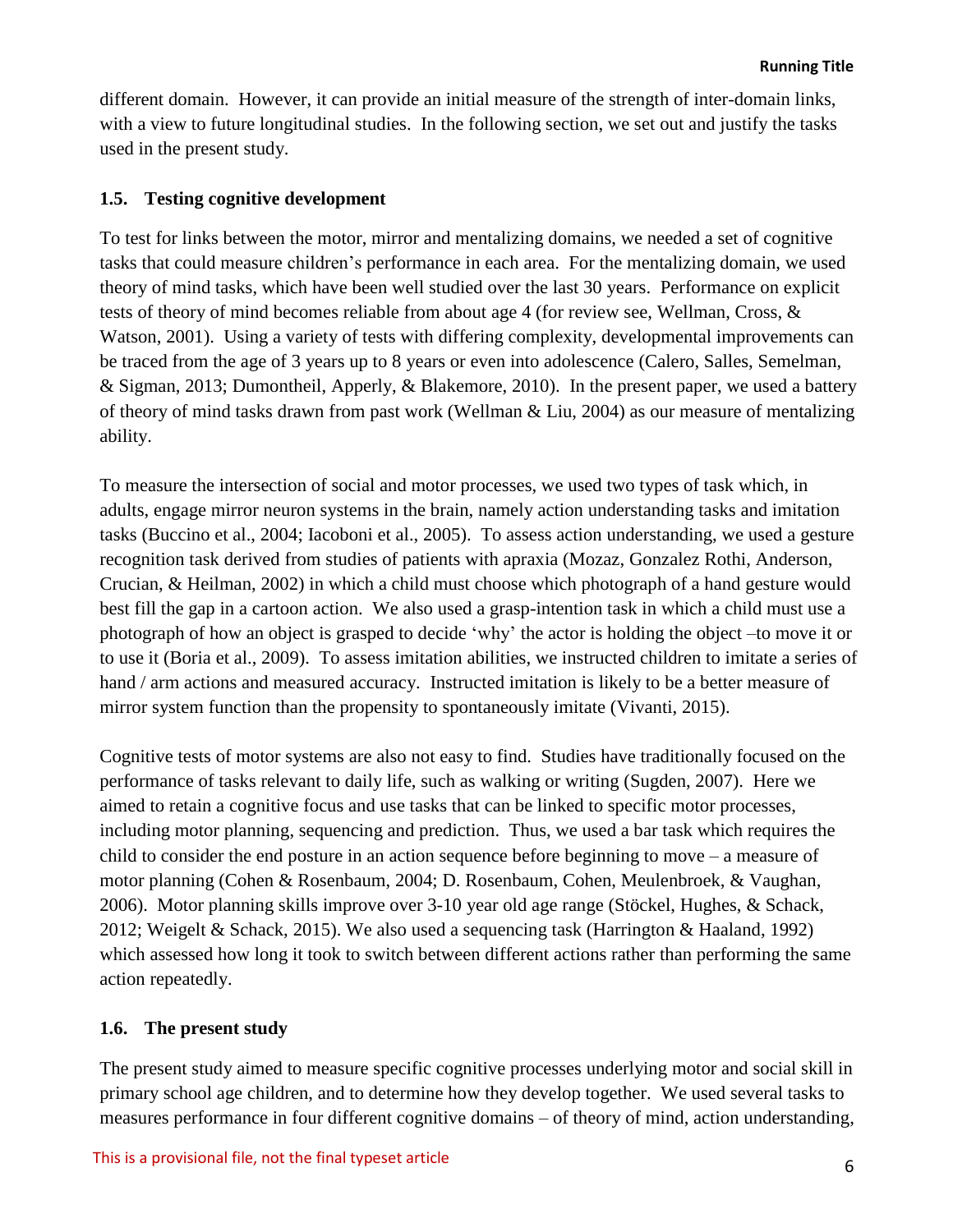different domain. However, it can provide an initial measure of the strength of inter-domain links, with a view to future longitudinal studies. In the following section, we set out and justify the tasks used in the present study.

### 1.5. Testing cognitive development

To test for links between the motor, mirror and mentalizing domains, we needed a set of cognitive tasks that could measure children's performance in each area. For the mentalizing domain, we used theory of mind tasks, which have been well studied over the last 30 years. Performance on explicit tests of theory of mind becomes reliable from about age 4 (for review see, Wellman, Cross, & Watson, 2001). Using a variety of tests with differing complexity, developmental improvements can be traced from the age of 3 years up to 8 years or even into adolescence (Calero, Salles, Semelman, & Sigman, 2013; Dumontheil, Apperly, & Blakemore, 2010). In the present paper, we used a battery of theory of mind tasks drawn from past work (Wellman & Liu, 2004) as our measure of mentalizing ability.

To measure the intersection of social and motor processes, we used two types of task which, in adults, engage mirror neuron systems in the brain, namely action understanding tasks and imitation tasks (Buccino et al., 2004; Iacoboni et al., 2005). To assess action understanding, we used a gesture recognition task derived from studies of patients with apraxia (Mozaz, Gonzalez Rothi, Anderson, Crucian, & Heilman, 2002) in which a child must choose which photograph of a hand gesture would best fill the gap in a cartoon action. We also used a grasp-intention task in which a child must use a photograph of how an object is grasped to decide 'why' the actor is holding the object –to move it or to use it (Boria et al., 2009). To assess imitation abilities, we instructed children to imitate a series of hand / arm actions and measured accuracy. Instructed imitation is likely to be a better measure of mirror system function than the propensity to spontaneously imitate (Vivanti, 2015).

Cognitive tests of motor systems are also not easy to find. Studies have traditionally focused on the performance of tasks relevant to daily life, such as walking or writing (Sugden, 2007). Here we aimed to retain a cognitive focus and use tasks that can be linked to specific motor processes, including motor planning, sequencing and prediction. Thus, we used a bar task which requires the child to consider the end posture in an action sequence before beginning to move – a measure of motor planning (Cohen & Rosenbaum, 2004; D. Rosenbaum, Cohen, Meulenbroek, & Vaughan, 2006). Motor planning skills improve over 3-10 year old age range (Stöckel, Hughes, & Schack, 2012; Weigelt & Schack, 2015). We also used a sequencing task (Harrington & Haaland, 1992) which assessed how long it took to switch between different actions rather than performing the same action repeatedly.

### 1.6. The present study

The present study aimed to measure specific cognitive processes underlying motor and social skill in primary school age children, and to determine how they develop together. We used several tasks to measures performance in four different cognitive domains – of theory of mind, action understanding,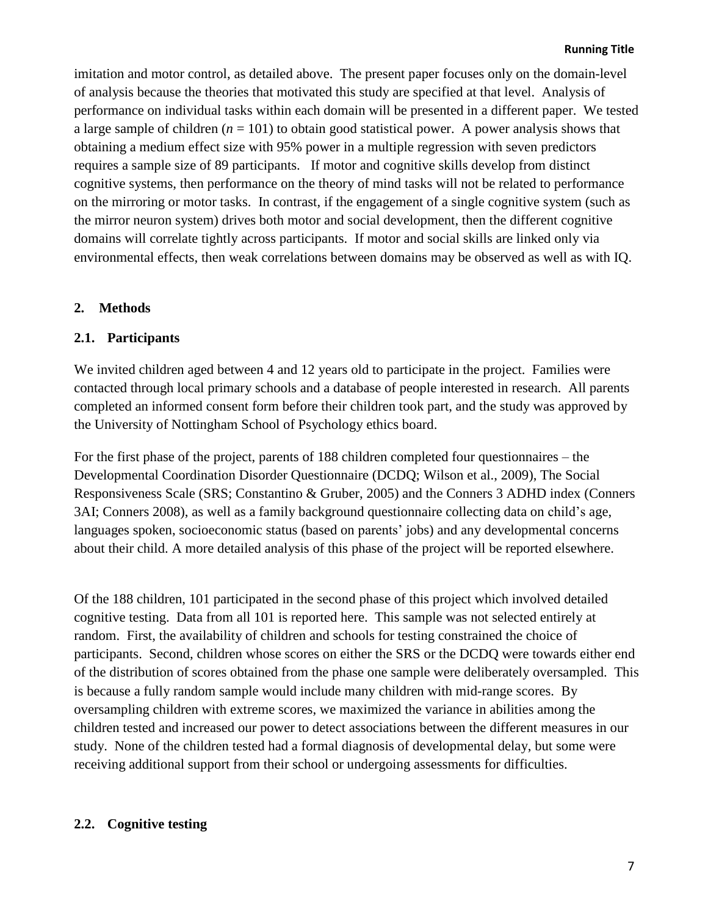imitation and motor control, as detailed above. The present paper focuses only on the domain-level of analysis because the theories that motivated this study are specified at that level. Analysis of performance on individual tasks within each domain will be presented in a different paper. We tested a large sample of children ($n = 101$) to obtain good statistical power. A power analysis shows that obtaining a medium effect size with 95% power in a multiple regression with seven predictors requires a sample size of 89 participants. If motor and cognitive skills develop from distinct cognitive systems, then performance on the theory of mind tasks will not be related to performance on the mirroring or motor tasks. In contrast, if the engagement of a single cognitive system (such as the mirror neuron system) drives both motor and social development, then the different cognitive domains will correlate tightly across participants. If motor and social skills are linked only via environmental effects, then weak correlations between domains may be observed as well as with IQ.

## 2. Methods

### 2.1. Participants

We invited children aged between 4 and 12 years old to participate in the project. Families were contacted through local primary schools and a database of people interested in research. All parents completed an informed consent form before their children took part, and the study was approved by the University of Nottingham School of Psychology ethics board.

For the first phase of the project, parents of 188 children completed four questionnaires – the Developmental Coordination Disorder Questionnaire (DCDQ; Wilson et al., 2009), The Social Responsiveness Scale (SRS; Constantino & Gruber, 2005) and the Conners 3 ADHD index (Conners 3AI; Conners 2008), as well as a family background questionnaire collecting data on child's age, languages spoken, socioeconomic status (based on parents' jobs) and any developmental concerns about their child. A more detailed analysis of this phase of the project will be reported elsewhere.

Of the 188 children, 101 participated in the second phase of this project which involved detailed cognitive testing. Data from all 101 is reported here. This sample was not selected entirely at random. First, the availability of children and schools for testing constrained the choice of participants. Second, children whose scores on either the SRS or the DCDQ were towards either end of the distribution of scores obtained from the phase one sample were deliberately oversampled. This is because a fully random sample would include many children with mid-range scores. By oversampling children with extreme scores, we maximized the variance in abilities among the children tested and increased our power to detect associations between the different measures in our study. None of the children tested had a formal diagnosis of developmental delay, but some were receiving additional support from their school or undergoing assessments for difficulties.

### 2.2. Cognitive testing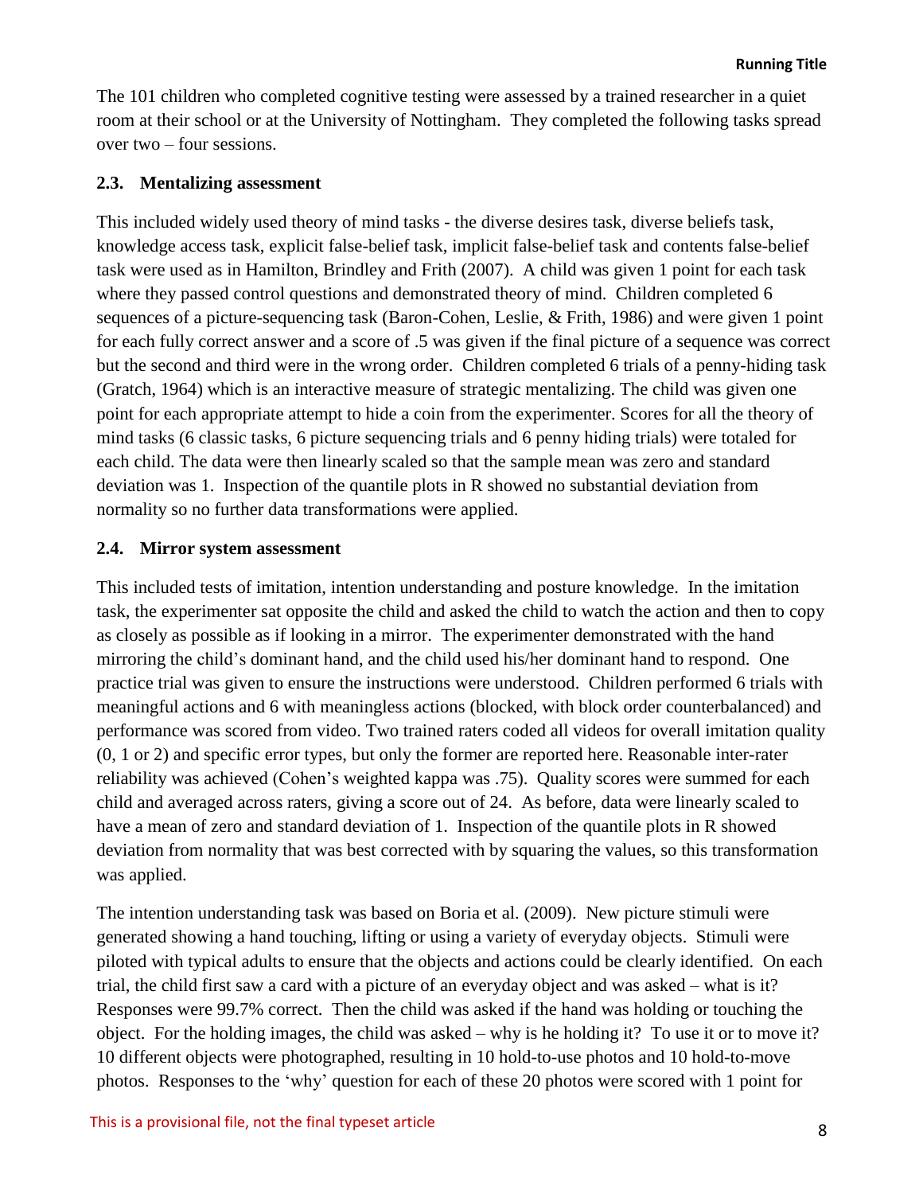The 101 children who completed cognitive testing were assessed by a trained researcher in a quiet room at their school or at the University of Nottingham. They completed the following tasks spread over two – four sessions.

### 2.3. Mentalizing assessment

This included widely used theory of mind tasks - the diverse desires task, diverse beliefs task, knowledge access task, explicit false-belief task, implicit false-belief task and contents false-belief task were used as in Hamilton, Brindley and Frith (2007). A child was given 1 point for each task where they passed control questions and demonstrated theory of mind. Children completed 6 sequences of a picture-sequencing task (Baron-Cohen, Leslie, & Frith, 1986) and were given 1 point for each fully correct answer and a score of .5 was given if the final picture of a sequence was correct but the second and third were in the wrong order. Children completed 6 trials of a penny-hiding task (Gratch, 1964) which is an interactive measure of strategic mentalizing. The child was given one point for each appropriate attempt to hide a coin from the experimenter. Scores for all the theory of mind tasks (6 classic tasks, 6 picture sequencing trials and 6 penny hiding trials) were totaled for each child. The data were then linearly scaled so that the sample mean was zero and standard deviation was 1. Inspection of the quantile plots in R showed no substantial deviation from normality so no further data transformations were applied.

### 2.4. Mirror system assessment

This included tests of imitation, intention understanding and posture knowledge. In the imitation task, the experimenter sat opposite the child and asked the child to watch the action and then to copy as closely as possible as if looking in a mirror. The experimenter demonstrated with the hand mirroring the child's dominant hand, and the child used his/her dominant hand to respond. One practice trial was given to ensure the instructions were understood. Children performed 6 trials with meaningful actions and 6 with meaningless actions (blocked, with block order counterbalanced) and performance was scored from video. Two trained raters coded all videos for overall imitation quality (0, 1 or 2) and specific error types, but only the former are reported here. Reasonable inter-rater reliability was achieved (Cohen's weighted kappa was .75). Quality scores were summed for each child and averaged across raters, giving a score out of 24. As before, data were linearly scaled to have a mean of zero and standard deviation of 1. Inspection of the quantile plots in R showed deviation from normality that was best corrected with by squaring the values, so this transformation was applied.

The intention understanding task was based on Boria et al. (2009). New picture stimuli were generated showing a hand touching, lifting or using a variety of everyday objects. Stimuli were piloted with typical adults to ensure that the objects and actions could be clearly identified. On each trial, the child first saw a card with a picture of an everyday object and was asked – what is it? Responses were 99.7% correct. Then the child was asked if the hand was holding or touching the object. For the holding images, the child was asked – why is he holding it? To use it or to move it? 10 different objects were photographed, resulting in 10 hold-to-use photos and 10 hold-to-move photos. Responses to the 'why' question for each of these 20 photos were scored with 1 point for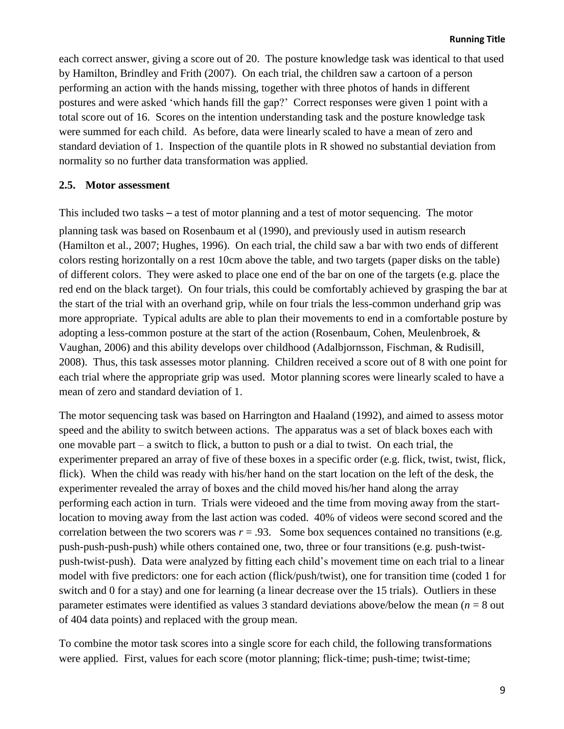each correct answer, giving a score out of 20. The posture knowledge task was identical to that used by Hamilton, Brindley and Frith (2007). On each trial, the children saw a cartoon of a person performing an action with the hands missing, together with three photos of hands in different postures and were asked 'which hands fill the gap?' Correct responses were given 1 point with a total score out of 16. Scores on the intention understanding task and the posture knowledge task were summed for each child. As before, data were linearly scaled to have a mean of zero and standard deviation of 1. Inspection of the quantile plots in R showed no substantial deviation from normality so no further data transformation was applied.

### 2.5. Motor assessment

This included two tasks – a test of motor planning and a test of motor sequencing. The motor planning task was based on Rosenbaum et al (1990), and previously used in autism research (Hamilton et al., 2007; Hughes, 1996). On each trial, the child saw a bar with two ends of different colors resting horizontally on a rest 10cm above the table, and two targets (paper disks on the table) of different colors. They were asked to place one end of the bar on one of the targets (e.g. place the red end on the black target). On four trials, this could be comfortably achieved by grasping the bar at the start of the trial with an overhand grip, while on four trials the less-common underhand grip was more appropriate. Typical adults are able to plan their movements to end in a comfortable posture by adopting a less-common posture at the start of the action (Rosenbaum, Cohen, Meulenbroek, & Vaughan, 2006) and this ability develops over childhood (Adalbjornsson, Fischman, & Rudisill, 2008). Thus, this task assesses motor planning. Children received a score out of 8 with one point for each trial where the appropriate grip was used. Motor planning scores were linearly scaled to have a mean of zero and standard deviation of 1.

The motor sequencing task was based on Harrington and Haaland (1992), and aimed to assess motor speed and the ability to switch between actions. The apparatus was a set of black boxes each with one movable part – a switch to flick, a button to push or a dial to twist. On each trial, the experimenter prepared an array of five of these boxes in a specific order (e.g. flick, twist, twist, flick, flick). When the child was ready with his/her hand on the start location on the left of the desk, the experimenter revealed the array of boxes and the child moved his/her hand along the array performing each action in turn. Trials were videoed and the time from moving away from the start-location to moving away from the last action was coded. 40% of videos were second scored and the correlation between the two scorers was $r = .93$. Some box sequences contained no transitions (e.g. push-push-push-push) while others contained one, two, three or four transitions (e.g. push-twist-push-twist-push). Data were analyzed by fitting each child's movement time on each trial to a linear model with five predictors: one for each action (flick/push/twist), one for transition time (coded 1 for switch and 0 for a stay) and one for learning (a linear decrease over the 15 trials). Outliers in these parameter estimates were identified as values 3 standard deviations above/below the mean ($n = 8$ out of 404 data points) and replaced with the group mean.

To combine the motor task scores into a single score for each child, the following transformations were applied. First, values for each score (motor planning; flick-time; push-time; twist-time;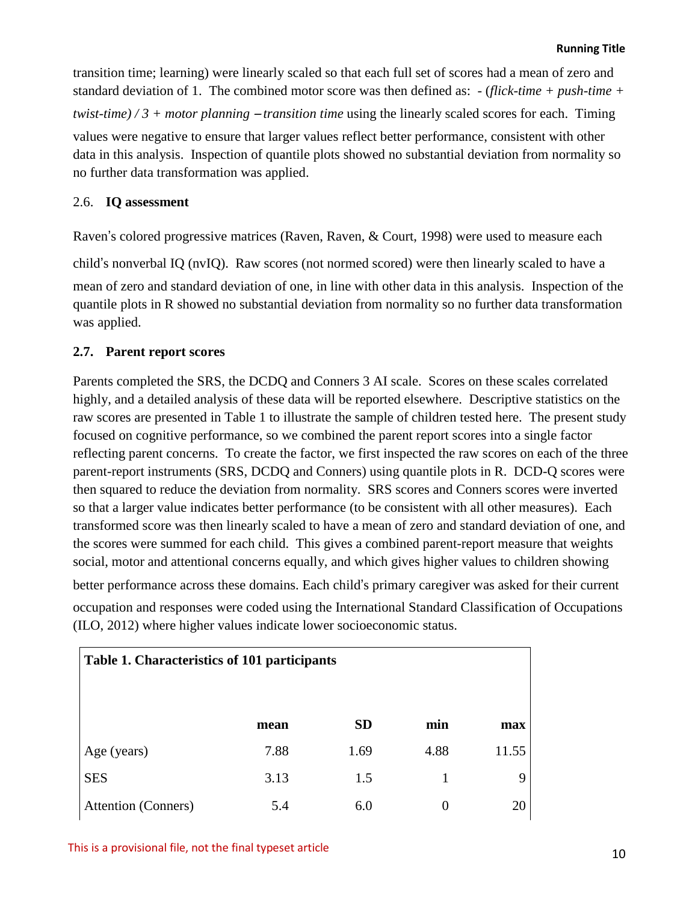transition time; learning) were linearly scaled so that each full set of scores had a mean of zero and standard deviation of 1. The combined motor score was then defined as: - (*flick-time* + *push-time* + *twist-time*) / 3 + *motor planning* – *transition time* using the linearly scaled scores for each. Timing values were negative to ensure that larger values reflect better performance, consistent with other data in this analysis. Inspection of quantile plots showed no substantial deviation from normality so no further data transformation was applied.

## 2.6. IQ assessment

Raven's colored progressive matrices (Raven, Raven, & Court, 1998) were used to measure each child's nonverbal IQ (nvIQ). Raw scores (not normed scored) were then linearly scaled to have a mean of zero and standard deviation of one, in line with other data in this analysis. Inspection of the quantile plots in R showed no substantial deviation from normality so no further data transformation was applied.

## 2.7. Parent report scores

Parents completed the SRS, the DCDQ and Conners 3 AI scale. Scores on these scales correlated highly, and a detailed analysis of these data will be reported elsewhere. Descriptive statistics on the raw scores are presented in Table 1 to illustrate the sample of children tested here. The present study focused on cognitive performance, so we combined the parent report scores into a single factor reflecting parent concerns. To create the factor, we first inspected the raw scores on each of the three parent-report instruments (SRS, DCDQ and Conners) using quantile plots in R. DCD-Q scores were then squared to reduce the deviation from normality. SRS scores and Conners scores were inverted so that a larger value indicates better performance (to be consistent with all other measures). Each transformed score was then linearly scaled to have a mean of zero and standard deviation of one, and the scores were summed for each child. This gives a combined parent-report measure that weights social, motor and attentional concerns equally, and which gives higher values to children showing better performance across these domains. Each child's primary caregiver was asked for their current occupation and responses were coded using the International Standard Classification of Occupations (ILO, 2012) where higher values indicate lower socioeconomic status.

**Table 1. Characteristics of 101 participants**

| | mean | SD | min | max |
|---|---|---|---|---|
| Age (years) | 7.88 | 1.69 | 4.88 | 11.55 |
| SES | 3.13 | 1.5 | 1 | 9 |
| Attention (Conners) | 5.4 | 6.0 | 0 | 20 |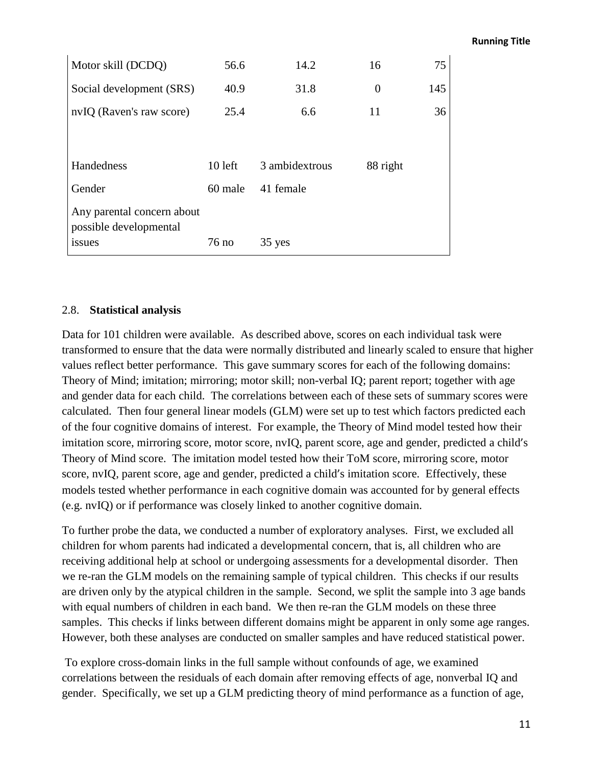| | | | | |
|---|---|---|---|---|
| Motor skill (DCDQ) | 56.6 | 14.2 | 16 | 75 |
| Social development (SRS) | 40.9 | 31.8 | 0 | 145 |
| nvIQ (Raven's raw score) | 25.4 | 6.6 | 11 | 36 |
| | | | | |
| Handedness | 10 left | 3 ambidextrous | 88 right | |
| Gender | 60 male | 41 female | | |
| Any parental concern about possible developmental issues | 76 no | 35 yes | | |

## 2.8. Statistical analysis

Data for 101 children were available. As described above, scores on each individual task were transformed to ensure that the data were normally distributed and linearly scaled to ensure that higher values reflect better performance. This gave summary scores for each of the following domains: Theory of Mind; imitation; mirroring; motor skill; non-verbal IQ; parent report; together with age and gender data for each child. The correlations between each of these sets of summary scores were calculated. Then four general linear models (GLM) were set up to test which factors predicted each of the four cognitive domains of interest. For example, the Theory of Mind model tested how their imitation score, mirroring score, motor score, nvIQ, parent score, age and gender, predicted a child's Theory of Mind score. The imitation model tested how their ToM score, mirroring score, motor score, nvIQ, parent score, age and gender, predicted a child's imitation score. Effectively, these models tested whether performance in each cognitive domain was accounted for by general effects (e.g. nvIQ) or if performance was closely linked to another cognitive domain.

To further probe the data, we conducted a number of exploratory analyses. First, we excluded all children for whom parents had indicated a developmental concern, that is, all children who are receiving additional help at school or undergoing assessments for a developmental disorder. Then we re-ran the GLM models on the remaining sample of typical children. This checks if our results are driven only by the atypical children in the sample. Second, we split the sample into 3 age bands with equal numbers of children in each band. We then re-ran the GLM models on these three samples. This checks if links between different domains might be apparent in only some age ranges. However, both these analyses are conducted on smaller samples and have reduced statistical power.

To explore cross-domain links in the full sample without confounds of age, we examined correlations between the residuals of each domain after removing effects of age, nonverbal IQ and gender. Specifically, we set up a GLM predicting theory of mind performance as a function of age,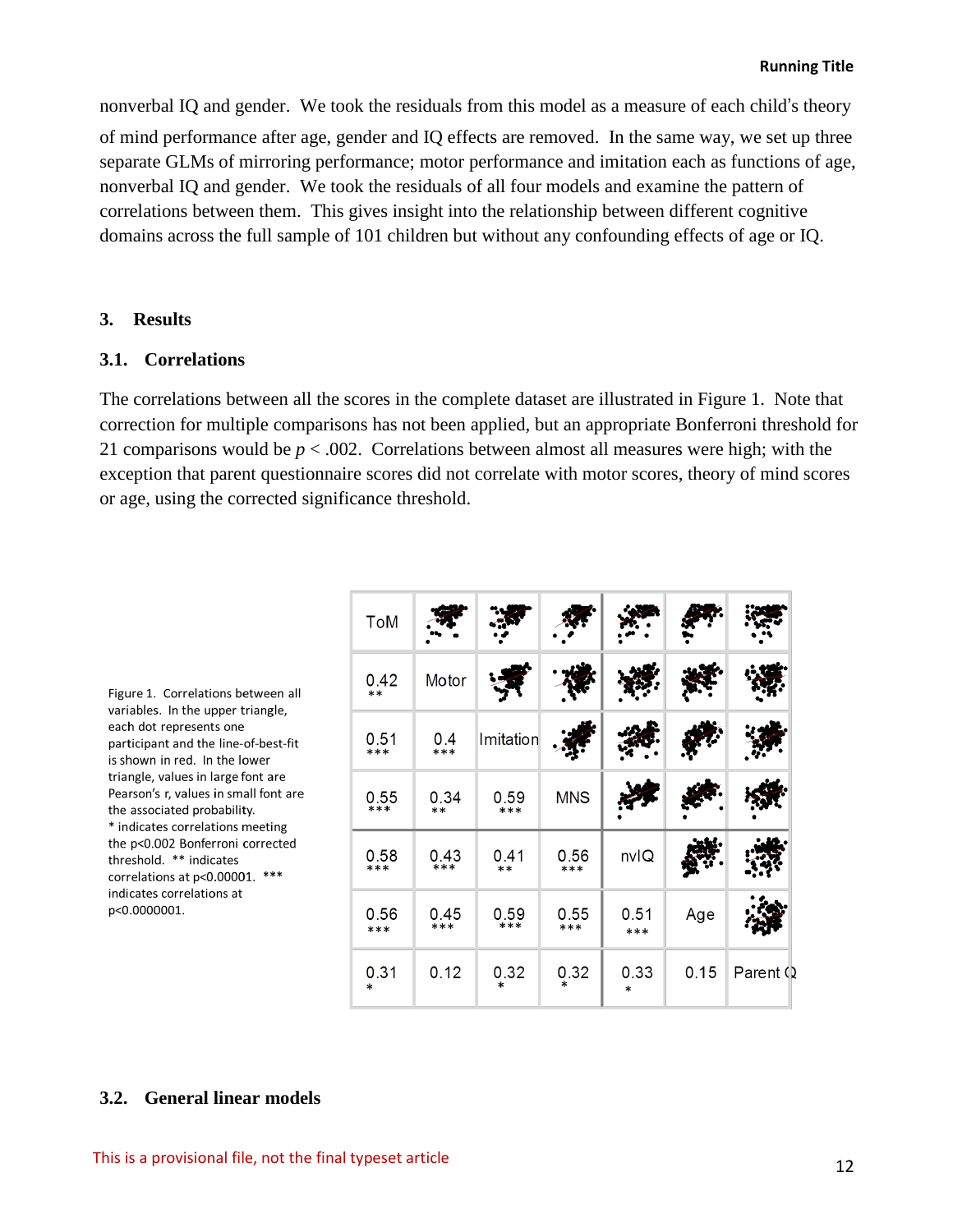nonverbal IQ and gender. We took the residuals from this model as a measure of each child's theory of mind performance after age, gender and IQ effects are removed. In the same way, we set up three separate GLMs of mirroring performance; motor performance and imitation each as functions of age, nonverbal IQ and gender. We took the residuals of all four models and examine the pattern of correlations between them. This gives insight into the relationship between different cognitive domains across the full sample of 101 children but without any confounding effects of age or IQ.

## 3. Results

### 3.1. Correlations

The correlations between all the scores in the complete dataset are illustrated in Figure 1. Note that correction for multiple comparisons has not been applied, but an appropriate Bonferroni threshold for 21 comparisons would be $p < .002$. Correlations between almost all measures were high; with the exception that parent questionnaire scores did not correlate with motor scores, theory of mind scores or age, using the corrected significance threshold.

| ToM | | | | | | |
|---|---|---|---|---|---|---|
| 0.42 ** | Motor | | | | | |
| 0.51 *** | 0.4 *** | Imitation | | | | |
| 0.55 *** | 0.34 ** | 0.59 *** | MNS | | | |
| 0.58 *** | 0.43 *** | 0.41 ** | 0.56 *** | nvIQ | | |
| 0.56 *** | 0.45 *** | 0.59 *** | 0.55 *** | 0.51 *** | Age | |
| 0.31 * | 0.12 | 0.32 * | 0.32 * | 0.33 * | 0.15 | Parent Q |

Figure 1. Correlations between all variables. In the upper triangle, each dot represents one participant and the line-of-best-fit is shown in red. In the lower triangle, values in large font are Pearson's r, values in small font are the associated probability. * indicates correlations meeting the p<0.002 Bonferroni corrected threshold. ** indicates correlations at p<0.00001. *** indicates correlations at p<0.0000001.

### 3.2. General linear models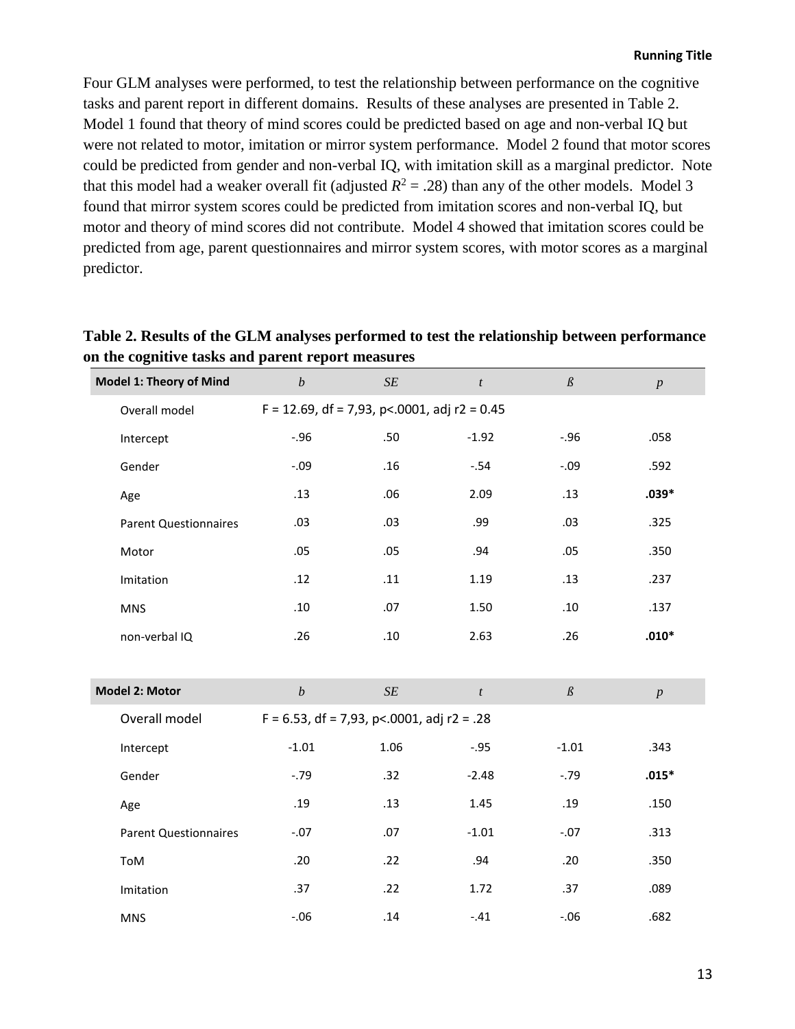Four GLM analyses were performed, to test the relationship between performance on the cognitive tasks and parent report in different domains. Results of these analyses are presented in Table 2. Model 1 found that theory of mind scores could be predicted based on age and non-verbal IQ but were not related to motor, imitation or mirror system performance. Model 2 found that motor scores could be predicted from gender and non-verbal IQ, with imitation skill as a marginal predictor. Note that this model had a weaker overall fit (adjusted $R^2 = .28$) than any of the other models. Model 3 found that mirror system scores could be predicted from imitation scores and non-verbal IQ, but motor and theory of mind scores did not contribute. Model 4 showed that imitation scores could be predicted from age, parent questionnaires and mirror system scores, with motor scores as a marginal predictor.

**Table 2. Results of the GLM analyses performed to test the relationship between performance on the cognitive tasks and parent report measures**

| **Model 1: Theory of Mind** | *b* | *SE* | *t* | *ß* | *p* |
|---|---|---|---|---|---|
| Overall model | F = 12.69, df = 7,93, p<.0001, adj r2 = 0.45 | | | | |
| Intercept | -.96 | .50 | -1.92 | -.96 | .058 |
| Gender | -.09 | .16 | -.54 | -.09 | .592 |
| Age | .13 | .06 | 2.09 | .13 | **.039*** |
| Parent Questionnaires | .03 | .03 | .99 | .03 | .325 |
| Motor | .05 | .05 | .94 | .05 | .350 |
| Imitation | .12 | .11 | 1.19 | .13 | .237 |
| MNS | .10 | .07 | 1.50 | .10 | .137 |
| non-verbal IQ | .26 | .10 | 2.63 | .26 | **.010*** |

| **Model 2: Motor** | *b* | *SE* | *t* | *ß* | *p* |
|---|---|---|---|---|---|
| Overall model | F = 6.53, df = 7,93, p<.0001, adj r2 = .28 | | | | |
| Intercept | -1.01 | 1.06 | -.95 | -1.01 | .343 |
| Gender | -.79 | .32 | -2.48 | -.79 | **.015*** |
| Age | .19 | .13 | 1.45 | .19 | .150 |
| Parent Questionnaires | -.07 | .07 | -1.01 | -.07 | .313 |
| ToM | .20 | .22 | .94 | .20 | .350 |
| Imitation | .37 | .22 | 1.72 | .37 | .089 |
| MNS | -.06 | .14 | -.41 | -.06 | .682 |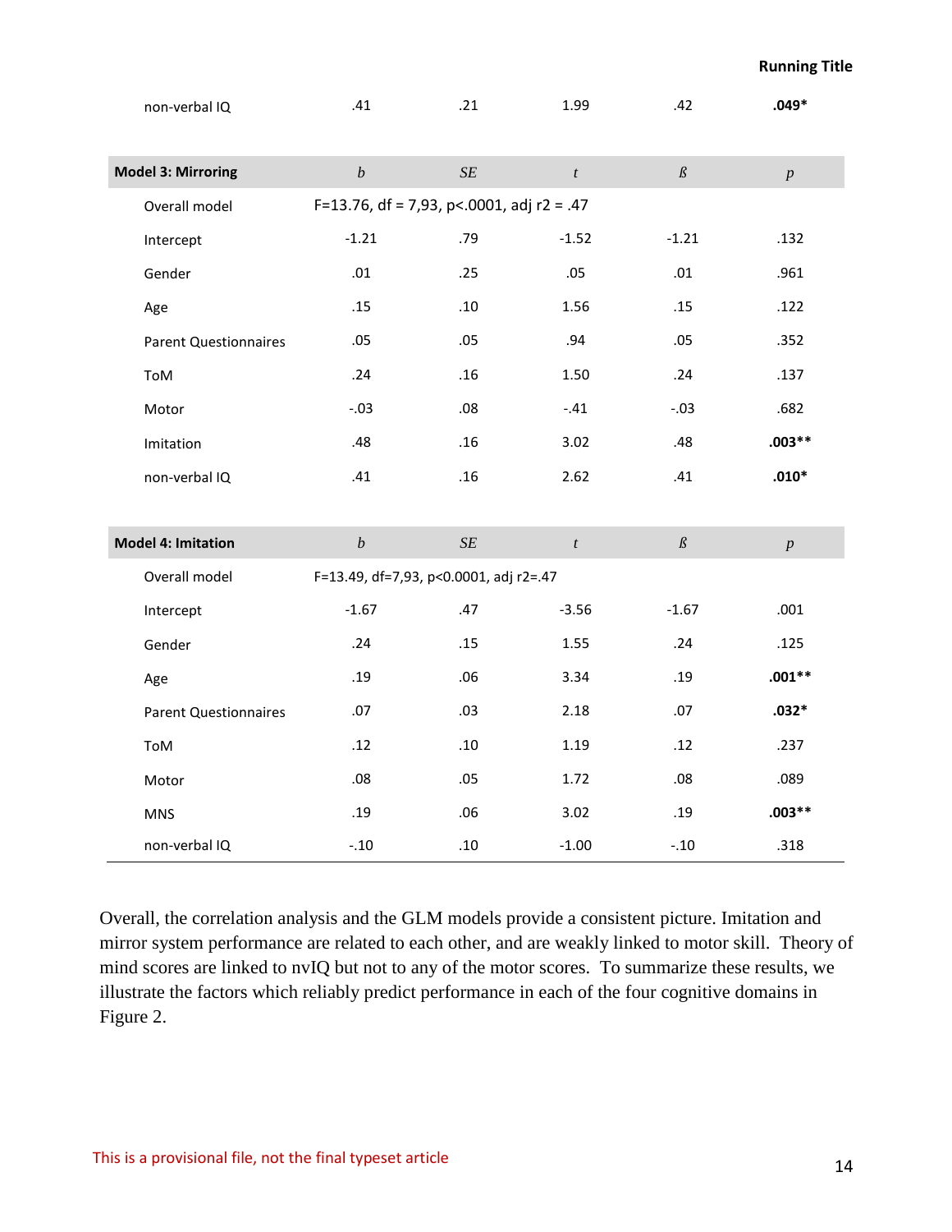| non-verbal IQ | .41 | .21 | 1.99 | .42 | **.049*** |
|---|---|---|---|---|---|

| **Model 3: Mirroring** | *b* | *SE* | *t* | *ß* | *p* |
|---|---|---|---|---|---|
| Overall model | F=13.76, df = 7,93, p<.0001, adj r2 = .47 | | | | |
| Intercept | -1.21 | .79 | -1.52 | -1.21 | .132 |
| Gender | .01 | .25 | .05 | .01 | .961 |
| Age | .15 | .10 | 1.56 | .15 | .122 |
| Parent Questionnaires | .05 | .05 | .94 | .05 | .352 |
| ToM | .24 | .16 | 1.50 | .24 | .137 |
| Motor | -.03 | .08 | -.41 | -.03 | .682 |
| Imitation | .48 | .16 | 3.02 | .48 | **.003**** |
| non-verbal IQ | .41 | .16 | 2.62 | .41 | **.010*** |

| **Model 4: Imitation** | *b* | *SE* | *t* | *ß* | *p* |
|---|---|---|---|---|---|
| Overall model | F=13.49, df=7,93, p<0.0001, adj r2=.47 | | | | |
| Intercept | -1.67 | .47 | -3.56 | -1.67 | .001 |
| Gender | .24 | .15 | 1.55 | .24 | .125 |
| Age | .19 | .06 | 3.34 | .19 | **.001**** |
| Parent Questionnaires | .07 | .03 | 2.18 | .07 | **.032*** |
| ToM | .12 | .10 | 1.19 | .12 | .237 |
| Motor | .08 | .05 | 1.72 | .08 | .089 |
| MNS | .19 | .06 | 3.02 | .19 | **.003**** |
| non-verbal IQ | -.10 | .10 | -1.00 | -.10 | .318 |

Overall, the correlation analysis and the GLM models provide a consistent picture. Imitation and mirror system performance are related to each other, and are weakly linked to motor skill. Theory of mind scores are linked to nvIQ but not to any of the motor scores. To summarize these results, we illustrate the factors which reliably predict performance in each of the four cognitive domains in Figure 2.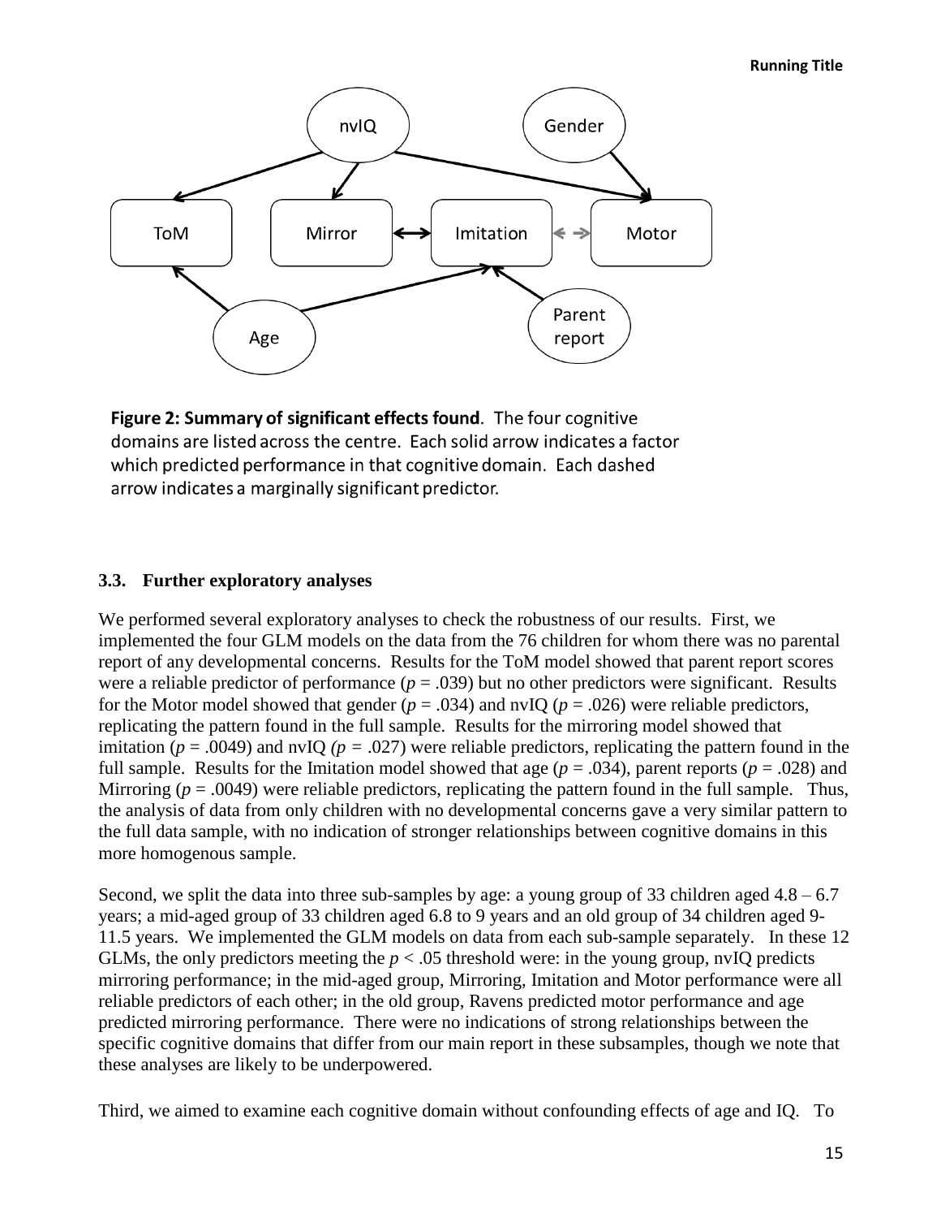**Figure 2: Summary of significant effects found**. The four cognitive domains are listed across the centre. Each solid arrow indicates a factor which predicted performance in that cognitive domain. Each dashed arrow indicates a marginally significant predictor.

### 3.3. Further exploratory analyses

We performed several exploratory analyses to check the robustness of our results. First, we implemented the four GLM models on the data from the 76 children for whom there was no parental report of any developmental concerns. Results for the ToM model showed that parent report scores were a reliable predictor of performance ($p = .039$) but no other predictors were significant. Results for the Motor model showed that gender ($p = .034$) and nvIQ ($p = .026$) were reliable predictors, replicating the pattern found in the full sample. Results for the mirroring model showed that imitation ($p = .0049$) and nvIQ ($p = .027$) were reliable predictors, replicating the pattern found in the full sample. Results for the Imitation model showed that age ($p = .034$), parent reports ($p = .028$) and Mirroring ($p = .0049$) were reliable predictors, replicating the pattern found in the full sample. Thus, the analysis of data from only children with no developmental concerns gave a very similar pattern to the full data sample, with no indication of stronger relationships between cognitive domains in this more homogenous sample.

Second, we split the data into three sub-samples by age: a young group of 33 children aged 4.8 – 6.7 years; a mid-aged group of 33 children aged 6.8 to 9 years and an old group of 34 children aged 9-11.5 years. We implemented the GLM models on data from each sub-sample separately. In these 12 GLMs, the only predictors meeting the $p < .05$ threshold were: in the young group, nvIQ predicts mirroring performance; in the mid-aged group, Mirroring, Imitation and Motor performance were all reliable predictors of each other; in the old group, Ravens predicted motor performance and age predicted mirroring performance. There were no indications of strong relationships between the specific cognitive domains that differ from our main report in these subsamples, though we note that these analyses are likely to be underpowered.

Third, we aimed to examine each cognitive domain without confounding effects of age and IQ. To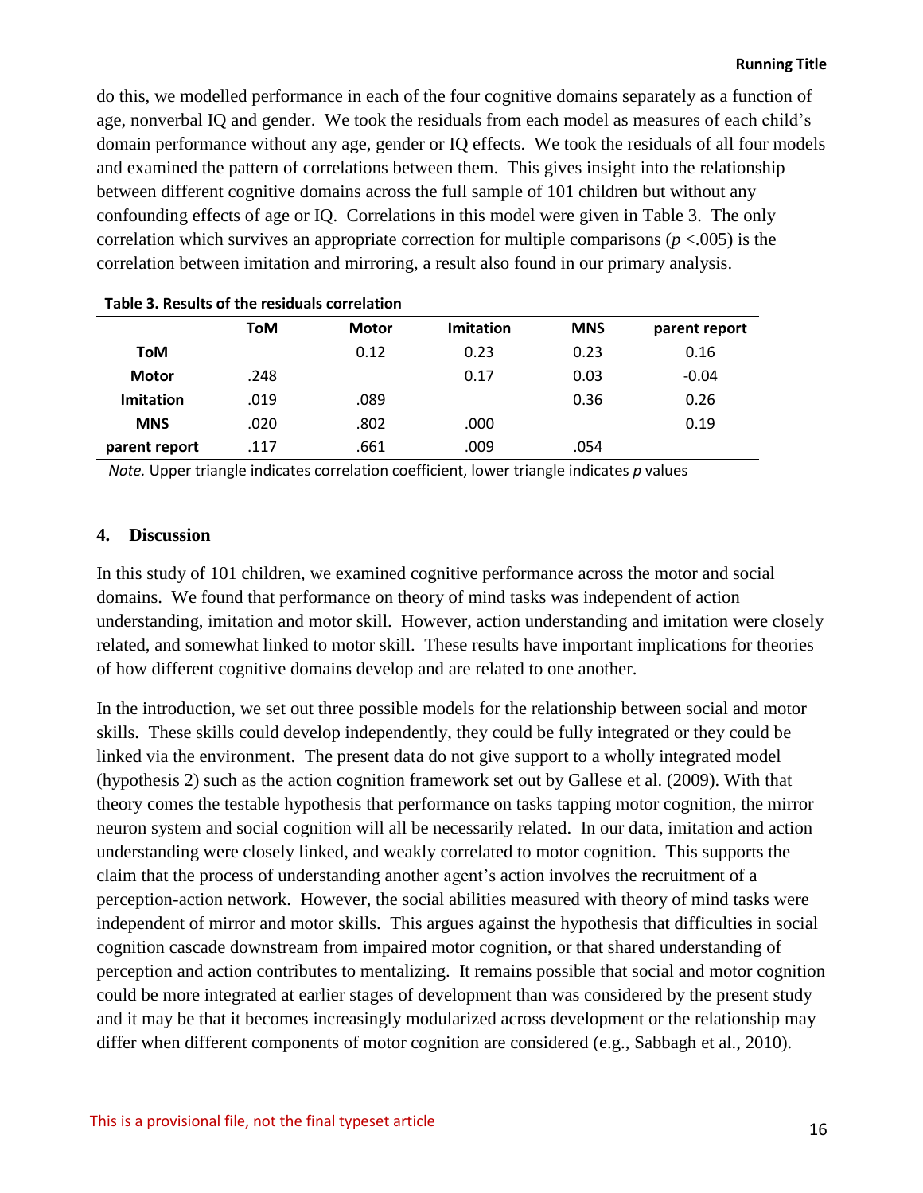do this, we modelled performance in each of the four cognitive domains separately as a function of age, nonverbal IQ and gender. We took the residuals from each model as measures of each child's domain performance without any age, gender or IQ effects. We took the residuals of all four models and examined the pattern of correlations between them. This gives insight into the relationship between different cognitive domains across the full sample of 101 children but without any confounding effects of age or IQ. Correlations in this model were given in Table 3. The only correlation which survives an appropriate correction for multiple comparisons ($p$ <.005) is the correlation between imitation and mirroring, a result also found in our primary analysis.

**Table 3. Results of the residuals correlation**

| | ToM | Motor | Imitation | MNS | parent report |
|---|---|---|---|---|---|
| **ToM** | | 0.12 | 0.23 | 0.23 | 0.16 |
| **Motor** | .248 | | 0.17 | 0.03 | -0.04 |
| **Imitation** | .019 | .089 | | 0.36 | 0.26 |
| **MNS** | .020 | .802 | .000 | | 0.19 |
| **parent report** | .117 | .661 | .009 | .054 | |

*Note.* Upper triangle indicates correlation coefficient, lower triangle indicates *p* values

## 4. Discussion

In this study of 101 children, we examined cognitive performance across the motor and social domains. We found that performance on theory of mind tasks was independent of action understanding, imitation and motor skill. However, action understanding and imitation were closely related, and somewhat linked to motor skill. These results have important implications for theories of how different cognitive domains develop and are related to one another.

In the introduction, we set out three possible models for the relationship between social and motor skills. These skills could develop independently, they could be fully integrated or they could be linked via the environment. The present data do not give support to a wholly integrated model (hypothesis 2) such as the action cognition framework set out by Gallese et al. (2009). With that theory comes the testable hypothesis that performance on tasks tapping motor cognition, the mirror neuron system and social cognition will all be necessarily related. In our data, imitation and action understanding were closely linked, and weakly correlated to motor cognition. This supports the claim that the process of understanding another agent's action involves the recruitment of a perception-action network. However, the social abilities measured with theory of mind tasks were independent of mirror and motor skills. This argues against the hypothesis that difficulties in social cognition cascade downstream from impaired motor cognition, or that shared understanding of perception and action contributes to mentalizing. It remains possible that social and motor cognition could be more integrated at earlier stages of development than was considered by the present study and it may be that it becomes increasingly modularized across development or the relationship may differ when different components of motor cognition are considered (e.g., Sabbagh et al., 2010).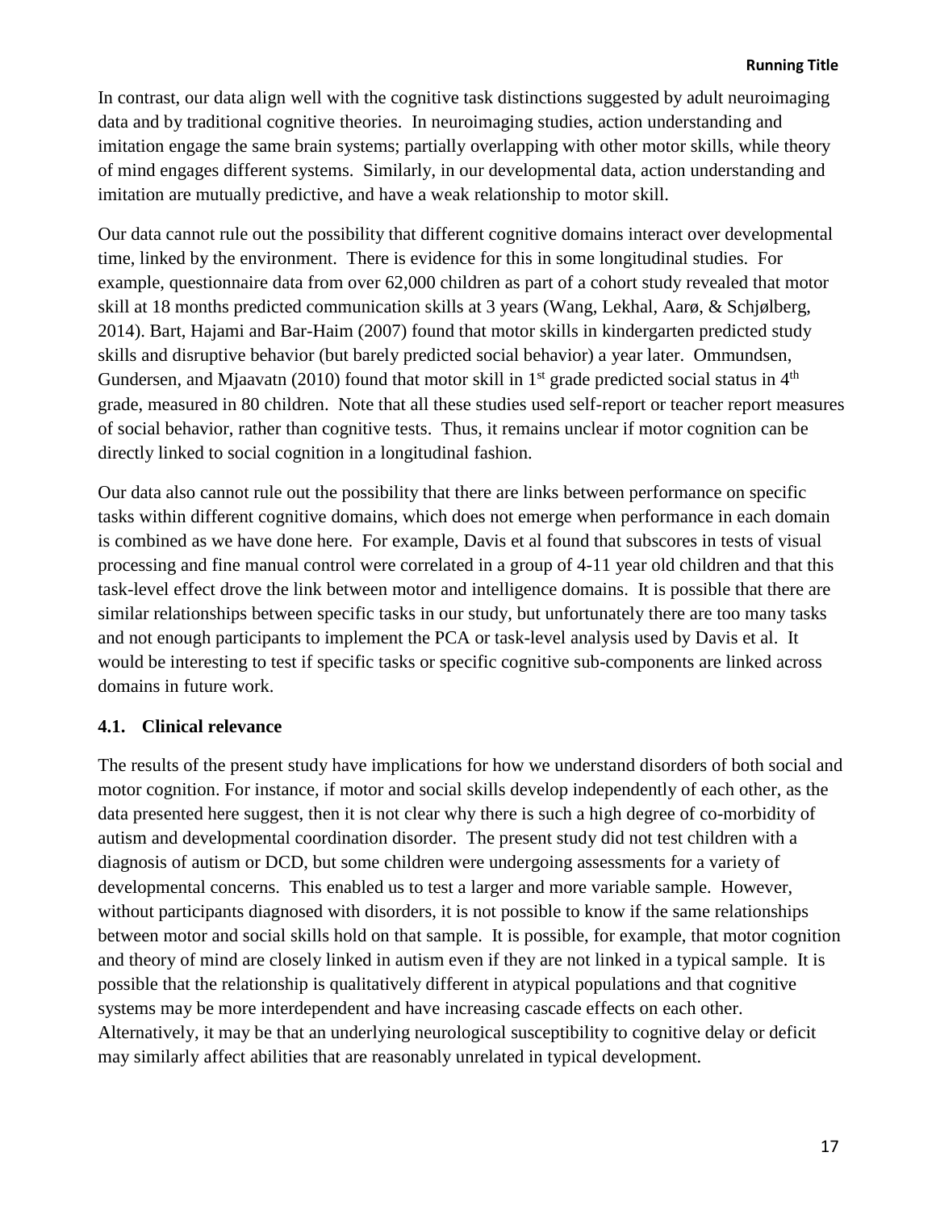In contrast, our data align well with the cognitive task distinctions suggested by adult neuroimaging data and by traditional cognitive theories. In neuroimaging studies, action understanding and imitation engage the same brain systems; partially overlapping with other motor skills, while theory of mind engages different systems. Similarly, in our developmental data, action understanding and imitation are mutually predictive, and have a weak relationship to motor skill.

Our data cannot rule out the possibility that different cognitive domains interact over developmental time, linked by the environment. There is evidence for this in some longitudinal studies. For example, questionnaire data from over 62,000 children as part of a cohort study revealed that motor skill at 18 months predicted communication skills at 3 years (Wang, Lekhal, Aarø, & Schjølberg, 2014). Bart, Hajami and Bar-Haim (2007) found that motor skills in kindergarten predicted study skills and disruptive behavior (but barely predicted social behavior) a year later. Ommundsen, Gundersen, and Mjaavatn (2010) found that motor skill in 1st grade predicted social status in 4th grade, measured in 80 children. Note that all these studies used self-report or teacher report measures of social behavior, rather than cognitive tests. Thus, it remains unclear if motor cognition can be directly linked to social cognition in a longitudinal fashion.

Our data also cannot rule out the possibility that there are links between performance on specific tasks within different cognitive domains, which does not emerge when performance in each domain is combined as we have done here. For example, Davis et al found that subscores in tests of visual processing and fine manual control were correlated in a group of 4-11 year old children and that this task-level effect drove the link between motor and intelligence domains. It is possible that there are similar relationships between specific tasks in our study, but unfortunately there are too many tasks and not enough participants to implement the PCA or task-level analysis used by Davis et al. It would be interesting to test if specific tasks or specific cognitive sub-components are linked across domains in future work.

### 4.1. Clinical relevance

The results of the present study have implications for how we understand disorders of both social and motor cognition. For instance, if motor and social skills develop independently of each other, as the data presented here suggest, then it is not clear why there is such a high degree of co-morbidity of autism and developmental coordination disorder. The present study did not test children with a diagnosis of autism or DCD, but some children were undergoing assessments for a variety of developmental concerns. This enabled us to test a larger and more variable sample. However, without participants diagnosed with disorders, it is not possible to know if the same relationships between motor and social skills hold on that sample. It is possible, for example, that motor cognition and theory of mind are closely linked in autism even if they are not linked in a typical sample. It is possible that the relationship is qualitatively different in atypical populations and that cognitive systems may be more interdependent and have increasing cascade effects on each other. Alternatively, it may be that an underlying neurological susceptibility to cognitive delay or deficit may similarly affect abilities that are reasonably unrelated in typical development.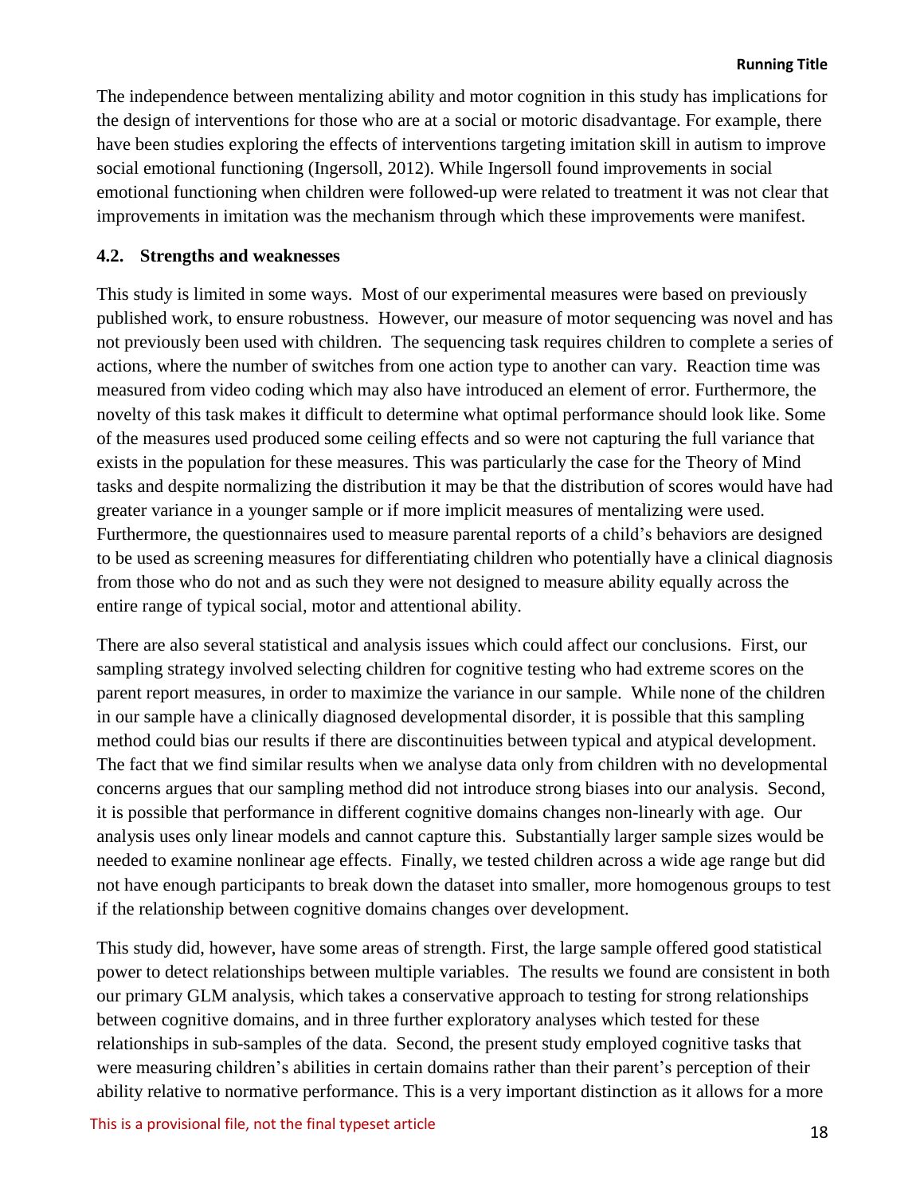The independence between mentalizing ability and motor cognition in this study has implications for the design of interventions for those who are at a social or motoric disadvantage. For example, there have been studies exploring the effects of interventions targeting imitation skill in autism to improve social emotional functioning (Ingersoll, 2012). While Ingersoll found improvements in social emotional functioning when children were followed-up were related to treatment it was not clear that improvements in imitation was the mechanism through which these improvements were manifest.

## 4.2. Strengths and weaknesses

This study is limited in some ways. Most of our experimental measures were based on previously published work, to ensure robustness. However, our measure of motor sequencing was novel and has not previously been used with children. The sequencing task requires children to complete a series of actions, where the number of switches from one action type to another can vary. Reaction time was measured from video coding which may also have introduced an element of error. Furthermore, the novelty of this task makes it difficult to determine what optimal performance should look like. Some of the measures used produced some ceiling effects and so were not capturing the full variance that exists in the population for these measures. This was particularly the case for the Theory of Mind tasks and despite normalizing the distribution it may be that the distribution of scores would have had greater variance in a younger sample or if more implicit measures of mentalizing were used. Furthermore, the questionnaires used to measure parental reports of a child's behaviors are designed to be used as screening measures for differentiating children who potentially have a clinical diagnosis from those who do not and as such they were not designed to measure ability equally across the entire range of typical social, motor and attentional ability.

There are also several statistical and analysis issues which could affect our conclusions. First, our sampling strategy involved selecting children for cognitive testing who had extreme scores on the parent report measures, in order to maximize the variance in our sample. While none of the children in our sample have a clinically diagnosed developmental disorder, it is possible that this sampling method could bias our results if there are discontinuities between typical and atypical development. The fact that we find similar results when we analyse data only from children with no developmental concerns argues that our sampling method did not introduce strong biases into our analysis. Second, it is possible that performance in different cognitive domains changes non-linearly with age. Our analysis uses only linear models and cannot capture this. Substantially larger sample sizes would be needed to examine nonlinear age effects. Finally, we tested children across a wide age range but did not have enough participants to break down the dataset into smaller, more homogenous groups to test if the relationship between cognitive domains changes over development.

This study did, however, have some areas of strength. First, the large sample offered good statistical power to detect relationships between multiple variables. The results we found are consistent in both our primary GLM analysis, which takes a conservative approach to testing for strong relationships between cognitive domains, and in three further exploratory analyses which tested for these relationships in sub-samples of the data. Second, the present study employed cognitive tasks that were measuring children's abilities in certain domains rather than their parent's perception of their ability relative to normative performance. This is a very important distinction as it allows for a more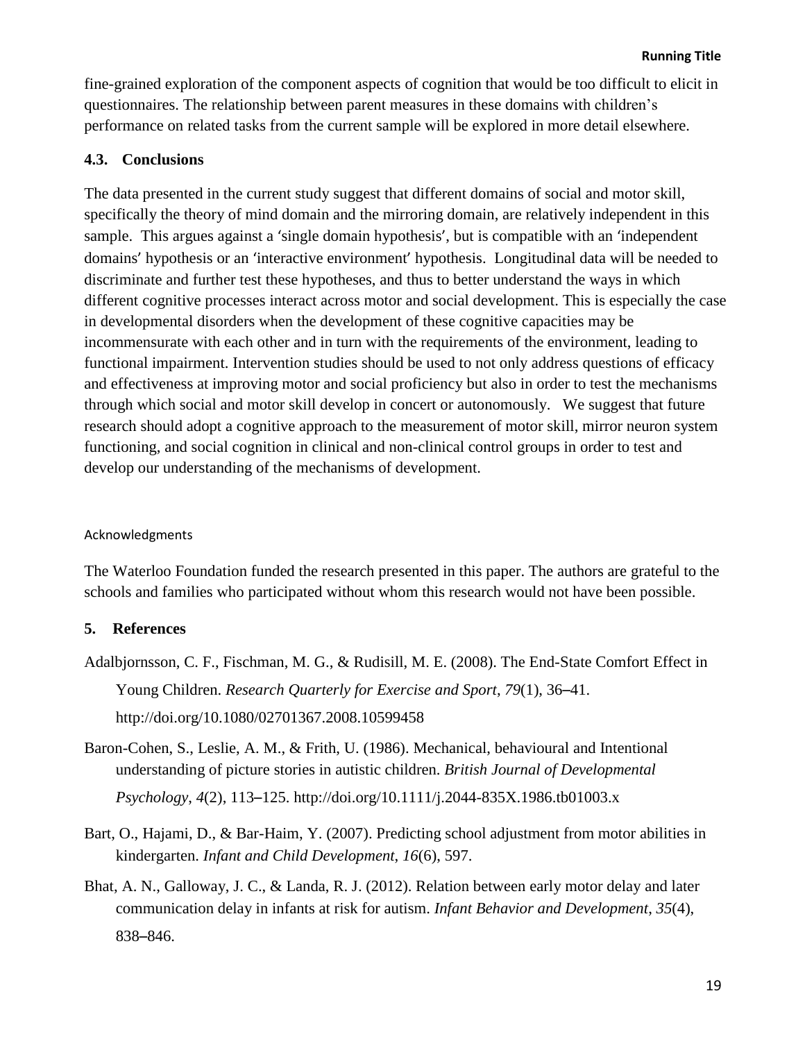fine-grained exploration of the component aspects of cognition that would be too difficult to elicit in questionnaires. The relationship between parent measures in these domains with children's performance on related tasks from the current sample will be explored in more detail elsewhere.

### 4.3. Conclusions

The data presented in the current study suggest that different domains of social and motor skill, specifically the theory of mind domain and the mirroring domain, are relatively independent in this sample. This argues against a 'single domain hypothesis', but is compatible with an 'independent domains' hypothesis or an 'interactive environment' hypothesis. Longitudinal data will be needed to discriminate and further test these hypotheses, and thus to better understand the ways in which different cognitive processes interact across motor and social development. This is especially the case in developmental disorders when the development of these cognitive capacities may be incommensurate with each other and in turn with the requirements of the environment, leading to functional impairment. Intervention studies should be used to not only address questions of efficacy and effectiveness at improving motor and social proficiency but also in order to test the mechanisms through which social and motor skill develop in concert or autonomously. We suggest that future research should adopt a cognitive approach to the measurement of motor skill, mirror neuron system functioning, and social cognition in clinical and non-clinical control groups in order to test and develop our understanding of the mechanisms of development.

Acknowledgments

The Waterloo Foundation funded the research presented in this paper. The authors are grateful to the schools and families who participated without whom this research would not have been possible.

## 5. References

Adalbjornsson, C. F., Fischman, M. G., & Rudisill, M. E. (2008). The End-State Comfort Effect in Young Children. *Research Quarterly for Exercise and Sport*, *79*(1), 36–41. http://doi.org/10.1080/02701367.2008.10599458

Baron-Cohen, S., Leslie, A. M., & Frith, U. (1986). Mechanical, behavioural and Intentional understanding of picture stories in autistic children. *British Journal of Developmental Psychology*, *4*(2), 113–125. http://doi.org/10.1111/j.2044-835X.1986.tb01003.x

Bart, O., Hajami, D., & Bar-Haim, Y. (2007). Predicting school adjustment from motor abilities in kindergarten. *Infant and Child Development*, *16*(6), 597.

Bhat, A. N., Galloway, J. C., & Landa, R. J. (2012). Relation between early motor delay and later communication delay in infants at risk for autism. *Infant Behavior and Development*, *35*(4), 838–846.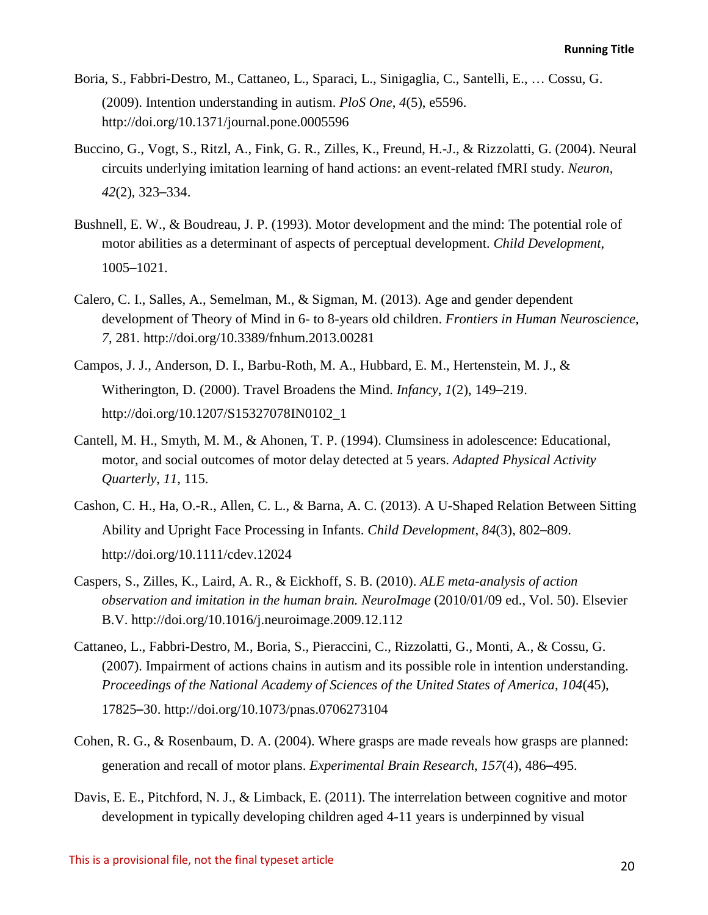Boria, S., Fabbri-Destro, M., Cattaneo, L., Sparaci, L., Sinigaglia, C., Santelli, E., … Cossu, G. (2009). Intention understanding in autism. *PloS One*, *4*(5), e5596. http://doi.org/10.1371/journal.pone.0005596

Buccino, G., Vogt, S., Ritzl, A., Fink, G. R., Zilles, K., Freund, H.-J., & Rizzolatti, G. (2004). Neural circuits underlying imitation learning of hand actions: an event-related fMRI study. *Neuron*, *42*(2), 323–334.

Bushnell, E. W., & Boudreau, J. P. (1993). Motor development and the mind: The potential role of motor abilities as a determinant of aspects of perceptual development. *Child Development*, 1005–1021.

Calero, C. I., Salles, A., Semelman, M., & Sigman, M. (2013). Age and gender dependent development of Theory of Mind in 6- to 8-years old children. *Frontiers in Human Neuroscience*, *7*, 281. http://doi.org/10.3389/fnhum.2013.00281

Campos, J. J., Anderson, D. I., Barbu-Roth, M. A., Hubbard, E. M., Hertenstein, M. J., & Witherington, D. (2000). Travel Broadens the Mind. *Infancy*, *1*(2), 149–219. http://doi.org/10.1207/S15327078IN0102_1

Cantell, M. H., Smyth, M. M., & Ahonen, T. P. (1994). Clumsiness in adolescence: Educational, motor, and social outcomes of motor delay detected at 5 years. *Adapted Physical Activity Quarterly*, *11*, 115.

Cashon, C. H., Ha, O.-R., Allen, C. L., & Barna, A. C. (2013). A U-Shaped Relation Between Sitting Ability and Upright Face Processing in Infants. *Child Development*, *84*(3), 802–809. http://doi.org/10.1111/cdev.12024

Caspers, S., Zilles, K., Laird, A. R., & Eickhoff, S. B. (2010). *ALE meta-analysis of action observation and imitation in the human brain. NeuroImage* (2010/01/09 ed., Vol. 50). Elsevier B.V. http://doi.org/10.1016/j.neuroimage.2009.12.112

Cattaneo, L., Fabbri-Destro, M., Boria, S., Pieraccini, C., Rizzolatti, G., Monti, A., & Cossu, G. (2007). Impairment of actions chains in autism and its possible role in intention understanding. *Proceedings of the National Academy of Sciences of the United States of America*, *104*(45), 17825–30. http://doi.org/10.1073/pnas.0706273104

Cohen, R. G., & Rosenbaum, D. A. (2004). Where grasps are made reveals how grasps are planned: generation and recall of motor plans. *Experimental Brain Research*, *157*(4), 486–495.

Davis, E. E., Pitchford, N. J., & Limback, E. (2011). The interrelation between cognitive and motor development in typically developing children aged 4-11 years is underpinned by visual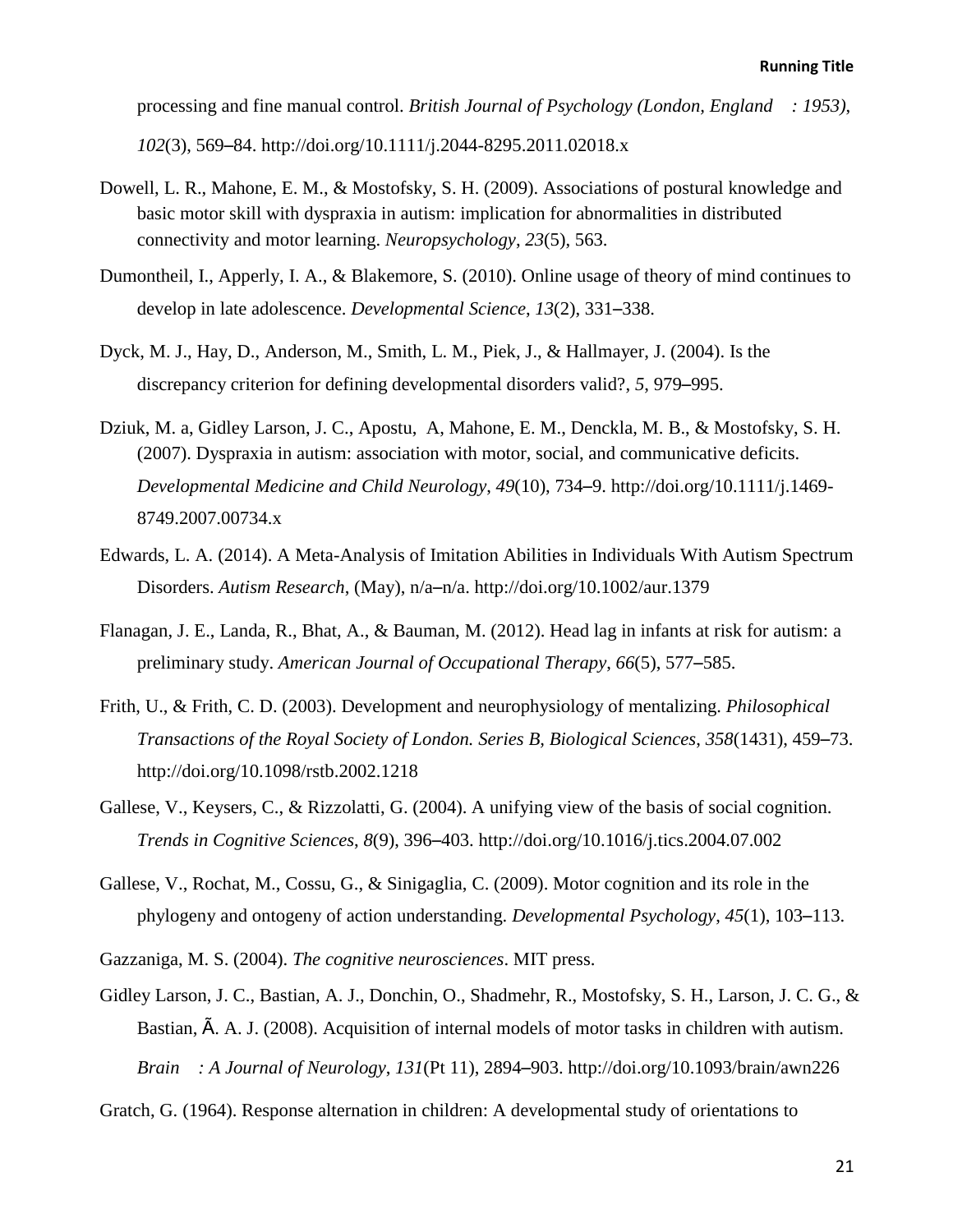processing and fine manual control. *British Journal of Psychology (London, England : 1953)*, *102*(3), 569–84. http://doi.org/10.1111/j.2044-8295.2011.02018.x

Dowell, L. R., Mahone, E. M., & Mostofsky, S. H. (2009). Associations of postural knowledge and basic motor skill with dyspraxia in autism: implication for abnormalities in distributed connectivity and motor learning. *Neuropsychology*, *23*(5), 563.

Dumontheil, I., Apperly, I. A., & Blakemore, S. (2010). Online usage of theory of mind continues to develop in late adolescence. *Developmental Science*, *13*(2), 331–338.

Dyck, M. J., Hay, D., Anderson, M., Smith, L. M., Piek, J., & Hallmayer, J. (2004). Is the discrepancy criterion for defining developmental disorders valid?, *5*, 979–995.

Dziuk, M. a, Gidley Larson, J. C., Apostu, A, Mahone, E. M., Denckla, M. B., & Mostofsky, S. H. (2007). Dyspraxia in autism: association with motor, social, and communicative deficits. *Developmental Medicine and Child Neurology*, *49*(10), 734–9. http://doi.org/10.1111/j.1469-8749.2007.00734.x

Edwards, L. A. (2014). A Meta-Analysis of Imitation Abilities in Individuals With Autism Spectrum Disorders. *Autism Research*, (May), n/a–n/a. http://doi.org/10.1002/aur.1379

Flanagan, J. E., Landa, R., Bhat, A., & Bauman, M. (2012). Head lag in infants at risk for autism: a preliminary study. *American Journal of Occupational Therapy*, *66*(5), 577–585.

Frith, U., & Frith, C. D. (2003). Development and neurophysiology of mentalizing. *Philosophical Transactions of the Royal Society of London. Series B, Biological Sciences*, *358*(1431), 459–73. http://doi.org/10.1098/rstb.2002.1218

Gallese, V., Keysers, C., & Rizzolatti, G. (2004). A unifying view of the basis of social cognition. *Trends in Cognitive Sciences*, *8*(9), 396–403. http://doi.org/10.1016/j.tics.2004.07.002

Gallese, V., Rochat, M., Cossu, G., & Sinigaglia, C. (2009). Motor cognition and its role in the phylogeny and ontogeny of action understanding. *Developmental Psychology*, *45*(1), 103–113.

Gazzaniga, M. S. (2004). *The cognitive neurosciences*. MIT press.

Gidley Larson, J. C., Bastian, A. J., Donchin, O., Shadmehr, R., Mostofsky, S. H., Larson, J. C. G., & Bastian, Ã. A. J. (2008). Acquisition of internal models of motor tasks in children with autism. *Brain : A Journal of Neurology*, *131*(Pt 11), 2894–903. http://doi.org/10.1093/brain/awn226

Gratch, G. (1964). Response alternation in children: A developmental study of orientations to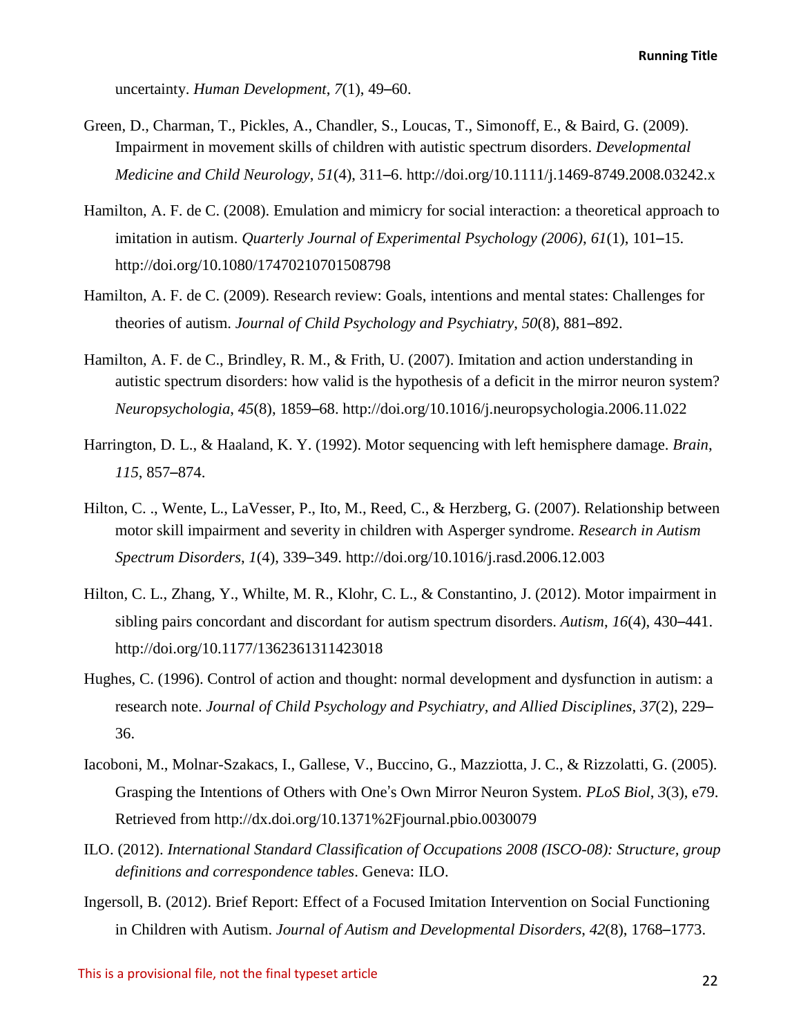uncertainty. *Human Development*, *7*(1), 49–60.

Green, D., Charman, T., Pickles, A., Chandler, S., Loucas, T., Simonoff, E., & Baird, G. (2009). Impairment in movement skills of children with autistic spectrum disorders. *Developmental Medicine and Child Neurology*, *51*(4), 311–6. http://doi.org/10.1111/j.1469-8749.2008.03242.x

Hamilton, A. F. de C. (2008). Emulation and mimicry for social interaction: a theoretical approach to imitation in autism. *Quarterly Journal of Experimental Psychology (2006)*, *61*(1), 101–15. http://doi.org/10.1080/17470210701508798

Hamilton, A. F. de C. (2009). Research review: Goals, intentions and mental states: Challenges for theories of autism. *Journal of Child Psychology and Psychiatry*, *50*(8), 881–892.

Hamilton, A. F. de C., Brindley, R. M., & Frith, U. (2007). Imitation and action understanding in autistic spectrum disorders: how valid is the hypothesis of a deficit in the mirror neuron system? *Neuropsychologia*, *45*(8), 1859–68. http://doi.org/10.1016/j.neuropsychologia.2006.11.022

Harrington, D. L., & Haaland, K. Y. (1992). Motor sequencing with left hemisphere damage. *Brain*, *115*, 857–874.

Hilton, C. ., Wente, L., LaVesser, P., Ito, M., Reed, C., & Herzberg, G. (2007). Relationship between motor skill impairment and severity in children with Asperger syndrome. *Research in Autism Spectrum Disorders*, *1*(4), 339–349. http://doi.org/10.1016/j.rasd.2006.12.003

Hilton, C. L., Zhang, Y., Whilte, M. R., Klohr, C. L., & Constantino, J. (2012). Motor impairment in sibling pairs concordant and discordant for autism spectrum disorders. *Autism*, *16*(4), 430–441. http://doi.org/10.1177/1362361311423018

Hughes, C. (1996). Control of action and thought: normal development and dysfunction in autism: a research note. *Journal of Child Psychology and Psychiatry, and Allied Disciplines*, *37*(2), 229–36.

Iacoboni, M., Molnar-Szakacs, I., Gallese, V., Buccino, G., Mazziotta, J. C., & Rizzolatti, G. (2005). Grasping the Intentions of Others with One's Own Mirror Neuron System. *PLoS Biol*, *3*(3), e79. Retrieved from http://dx.doi.org/10.1371%2Fjournal.pbio.0030079

ILO. (2012). *International Standard Classification of Occupations 2008 (ISCO-08): Structure, group definitions and correspondence tables*. Geneva: ILO.

Ingersoll, B. (2012). Brief Report: Effect of a Focused Imitation Intervention on Social Functioning in Children with Autism. *Journal of Autism and Developmental Disorders*, *42*(8), 1768–1773.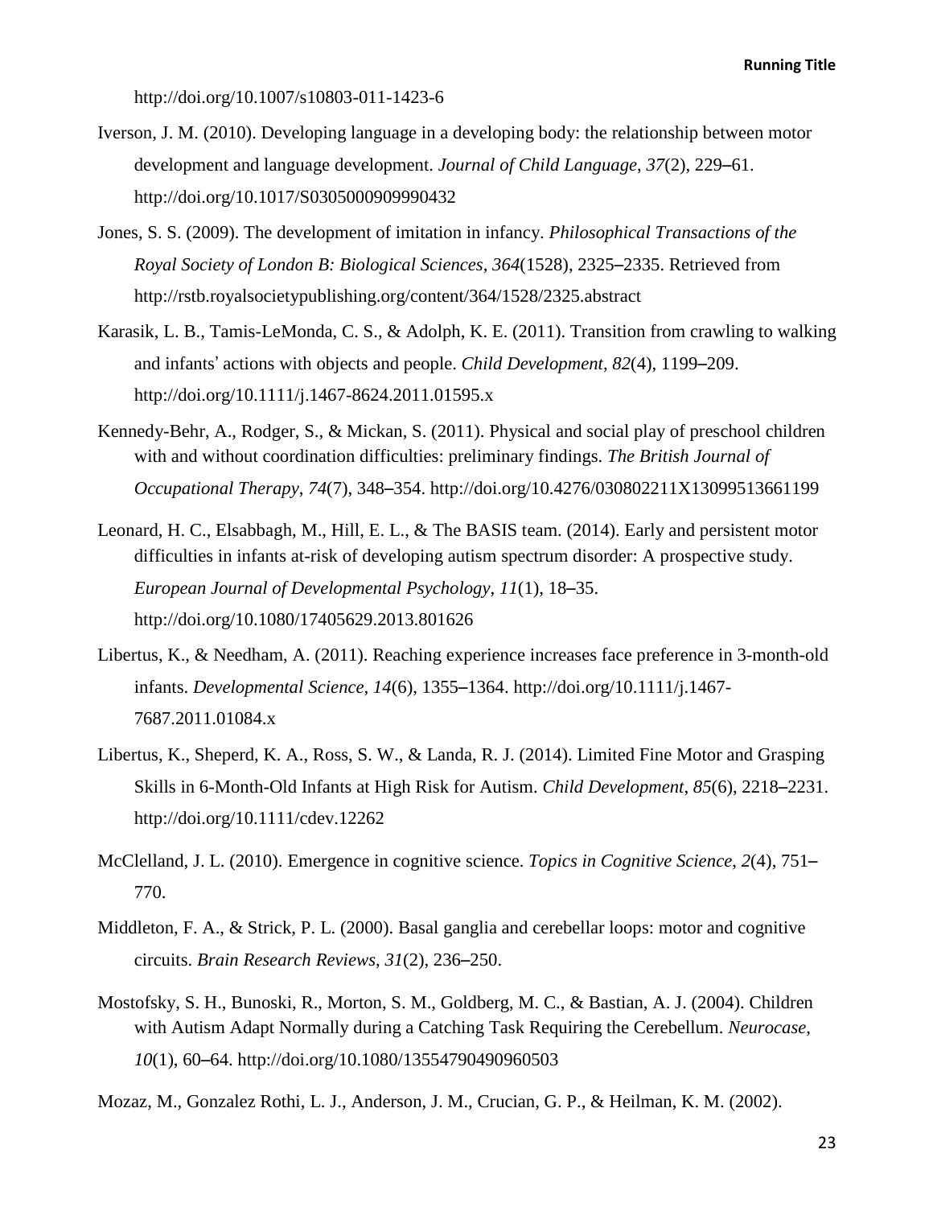http://doi.org/10.1007/s10803-011-1423-6

Iverson, J. M. (2010). Developing language in a developing body: the relationship between motor development and language development. *Journal of Child Language*, *37*(2), 229–61. http://doi.org/10.1017/S0305000909990432

Jones, S. S. (2009). The development of imitation in infancy. *Philosophical Transactions of the Royal Society of London B: Biological Sciences*, *364*(1528), 2325–2335. Retrieved from http://rstb.royalsocietypublishing.org/content/364/1528/2325.abstract

Karasik, L. B., Tamis-LeMonda, C. S., & Adolph, K. E. (2011). Transition from crawling to walking and infants' actions with objects and people. *Child Development*, *82*(4), 1199–209. http://doi.org/10.1111/j.1467-8624.2011.01595.x

Kennedy-Behr, A., Rodger, S., & Mickan, S. (2011). Physical and social play of preschool children with and without coordination difficulties: preliminary findings. *The British Journal of Occupational Therapy*, *74*(7), 348–354. http://doi.org/10.4276/030802211X13099513661199

Leonard, H. C., Elsabbagh, M., Hill, E. L., & The BASIS team. (2014). Early and persistent motor difficulties in infants at-risk of developing autism spectrum disorder: A prospective study. *European Journal of Developmental Psychology*, *11*(1), 18–35. http://doi.org/10.1080/17405629.2013.801626

Libertus, K., & Needham, A. (2011). Reaching experience increases face preference in 3-month-old infants. *Developmental Science*, *14*(6), 1355–1364. http://doi.org/10.1111/j.1467-7687.2011.01084.x

Libertus, K., Sheperd, K. A., Ross, S. W., & Landa, R. J. (2014). Limited Fine Motor and Grasping Skills in 6-Month-Old Infants at High Risk for Autism. *Child Development*, *85*(6), 2218–2231. http://doi.org/10.1111/cdev.12262

McClelland, J. L. (2010). Emergence in cognitive science. *Topics in Cognitive Science*, *2*(4), 751–770.

Middleton, F. A., & Strick, P. L. (2000). Basal ganglia and cerebellar loops: motor and cognitive circuits. *Brain Research Reviews*, *31*(2), 236–250.

Mostofsky, S. H., Bunoski, R., Morton, S. M., Goldberg, M. C., & Bastian, A. J. (2004). Children with Autism Adapt Normally during a Catching Task Requiring the Cerebellum. *Neurocase*, *10*(1), 60–64. http://doi.org/10.1080/13554790490960503

Mozaz, M., Gonzalez Rothi, L. J., Anderson, J. M., Crucian, G. P., & Heilman, K. M. (2002).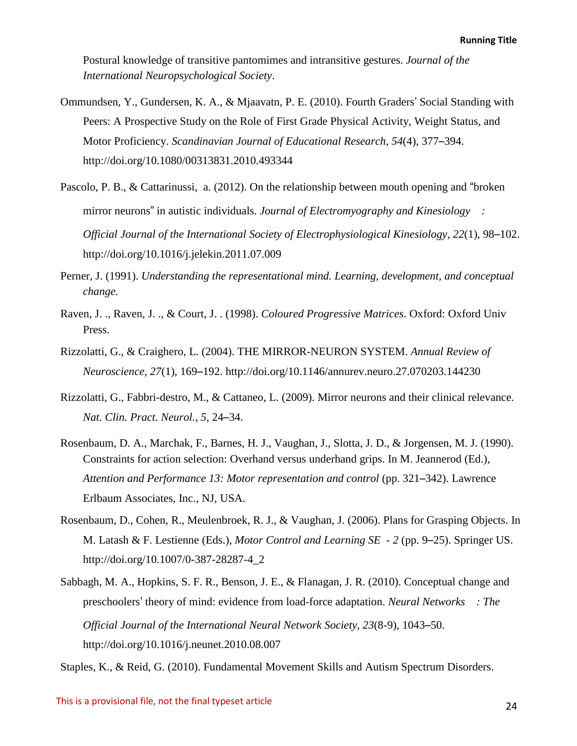Postural knowledge of transitive pantomimes and intransitive gestures. *Journal of the International Neuropsychological Society*.

Ommundsen, Y., Gundersen, K. A., & Mjaavatn, P. E. (2010). Fourth Graders' Social Standing with Peers: A Prospective Study on the Role of First Grade Physical Activity, Weight Status, and Motor Proficiency. *Scandinavian Journal of Educational Research*, *54*(4), 377–394. http://doi.org/10.1080/00313831.2010.493344

Pascolo, P. B., & Cattarinussi, a. (2012). On the relationship between mouth opening and "broken mirror neurons" in autistic individuals. *Journal of Electromyography and Kinesiology : Official Journal of the International Society of Electrophysiological Kinesiology*, *22*(1), 98–102. http://doi.org/10.1016/j.jelekin.2011.07.009

Perner, J. (1991). *Understanding the representational mind. Learning, development, and conceptual change.*

Raven, J. ., Raven, J. ., & Court, J. . (1998). *Coloured Progressive Matrices*. Oxford: Oxford Univ Press.

Rizzolatti, G., & Craighero, L. (2004). THE MIRROR-NEURON SYSTEM. *Annual Review of Neuroscience*, *27*(1), 169–192. http://doi.org/10.1146/annurev.neuro.27.070203.144230

Rizzolatti, G., Fabbri-destro, M., & Cattaneo, L. (2009). Mirror neurons and their clinical relevance. *Nat. Clin. Pract. Neurol.*, *5*, 24–34.

Rosenbaum, D. A., Marchak, F., Barnes, H. J., Vaughan, J., Slotta, J. D., & Jorgensen, M. J. (1990). Constraints for action selection: Overhand versus underhand grips. In M. Jeannerod (Ed.), *Attention and Performance 13: Motor representation and control* (pp. 321–342). Lawrence Erlbaum Associates, Inc., NJ, USA.

Rosenbaum, D., Cohen, R., Meulenbroek, R. J., & Vaughan, J. (2006). Plans for Grasping Objects. In M. Latash & F. Lestienne (Eds.), *Motor Control and Learning SE - 2* (pp. 9–25). Springer US. http://doi.org/10.1007/0-387-28287-4_2

Sabbagh, M. A., Hopkins, S. F. R., Benson, J. E., & Flanagan, J. R. (2010). Conceptual change and preschoolers' theory of mind: evidence from load-force adaptation. *Neural Networks : The Official Journal of the International Neural Network Society*, *23*(8-9), 1043–50. http://doi.org/10.1016/j.neunet.2010.08.007

Staples, K., & Reid, G. (2010). Fundamental Movement Skills and Autism Spectrum Disorders.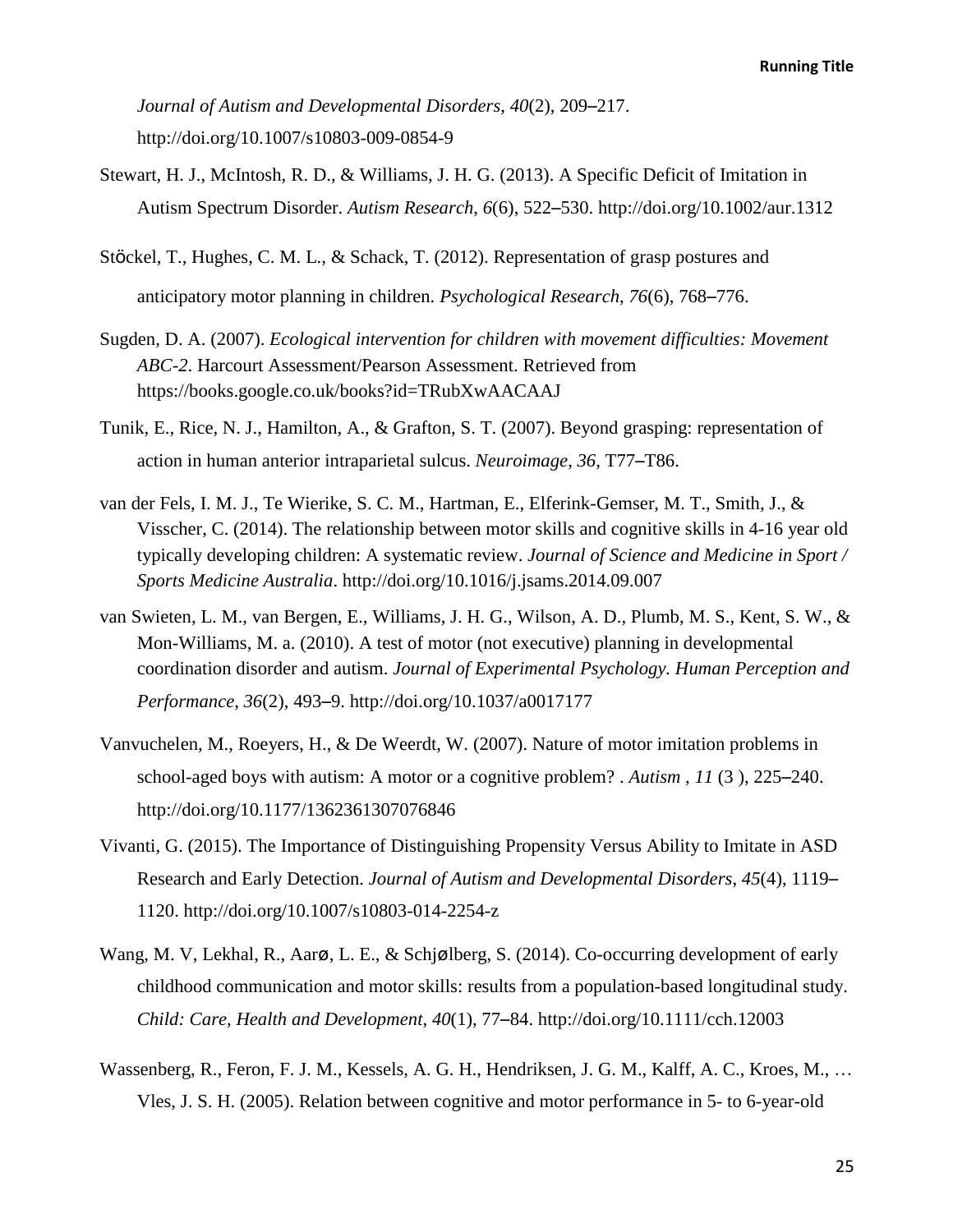*Journal of Autism and Developmental Disorders*, *40*(2), 209–217. http://doi.org/10.1007/s10803-009-0854-9

Stewart, H. J., McIntosh, R. D., & Williams, J. H. G. (2013). A Specific Deficit of Imitation in Autism Spectrum Disorder. *Autism Research*, *6*(6), 522–530. http://doi.org/10.1002/aur.1312

Stöckel, T., Hughes, C. M. L., & Schack, T. (2012). Representation of grasp postures and anticipatory motor planning in children. *Psychological Research*, *76*(6), 768–776.

Sugden, D. A. (2007). *Ecological intervention for children with movement difficulties: Movement ABC-2*. Harcourt Assessment/Pearson Assessment. Retrieved from https://books.google.co.uk/books?id=TRubXwAACAAJ

Tunik, E., Rice, N. J., Hamilton, A., & Grafton, S. T. (2007). Beyond grasping: representation of action in human anterior intraparietal sulcus. *Neuroimage*, *36*, T77–T86.

van der Fels, I. M. J., Te Wierike, S. C. M., Hartman, E., Elferink-Gemser, M. T., Smith, J., & Visscher, C. (2014). The relationship between motor skills and cognitive skills in 4-16 year old typically developing children: A systematic review. *Journal of Science and Medicine in Sport / Sports Medicine Australia*. http://doi.org/10.1016/j.jsams.2014.09.007

van Swieten, L. M., van Bergen, E., Williams, J. H. G., Wilson, A. D., Plumb, M. S., Kent, S. W., & Mon-Williams, M. a. (2010). A test of motor (not executive) planning in developmental coordination disorder and autism. *Journal of Experimental Psychology. Human Perception and Performance*, *36*(2), 493–9. http://doi.org/10.1037/a0017177

Vanvuchelen, M., Roeyers, H., & De Weerdt, W. (2007). Nature of motor imitation problems in school-aged boys with autism: A motor or a cognitive problem? . *Autism* , *11* (3 ), 225–240. http://doi.org/10.1177/1362361307076846

Vivanti, G. (2015). The Importance of Distinguishing Propensity Versus Ability to Imitate in ASD Research and Early Detection. *Journal of Autism and Developmental Disorders*, *45*(4), 1119–1120. http://doi.org/10.1007/s10803-014-2254-z

Wang, M. V, Lekhal, R., Aarø, L. E., & Schjølberg, S. (2014). Co-occurring development of early childhood communication and motor skills: results from a population-based longitudinal study. *Child: Care, Health and Development*, *40*(1), 77–84. http://doi.org/10.1111/cch.12003

Wassenberg, R., Feron, F. J. M., Kessels, A. G. H., Hendriksen, J. G. M., Kalff, A. C., Kroes, M., … Vles, J. S. H. (2005). Relation between cognitive and motor performance in 5- to 6-year-old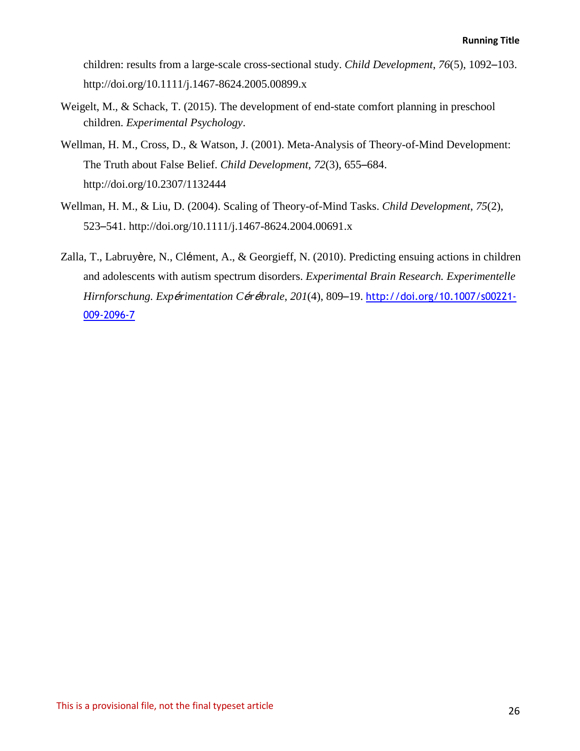children: results from a large-scale cross-sectional study. *Child Development*, *76*(5), 1092–103. http://doi.org/10.1111/j.1467-8624.2005.00899.x

Weigelt, M., & Schack, T. (2015). The development of end-state comfort planning in preschool children. *Experimental Psychology*.

Wellman, H. M., Cross, D., & Watson, J. (2001). Meta-Analysis of Theory-of-Mind Development: The Truth about False Belief. *Child Development*, *72*(3), 655–684. http://doi.org/10.2307/1132444

Wellman, H. M., & Liu, D. (2004). Scaling of Theory-of-Mind Tasks. *Child Development*, *75*(2), 523–541. http://doi.org/10.1111/j.1467-8624.2004.00691.x

Zalla, T., Labruyère, N., Clément, A., & Georgieff, N. (2010). Predicting ensuing actions in children and adolescents with autism spectrum disorders. *Experimental Brain Research. Experimentelle Hirnforschung. Expérimentation Cérébrale*, *201*(4), 809–19. http://doi.org/10.1007/s00221-009-2096-7

This is a provisional file, not the final typeset article